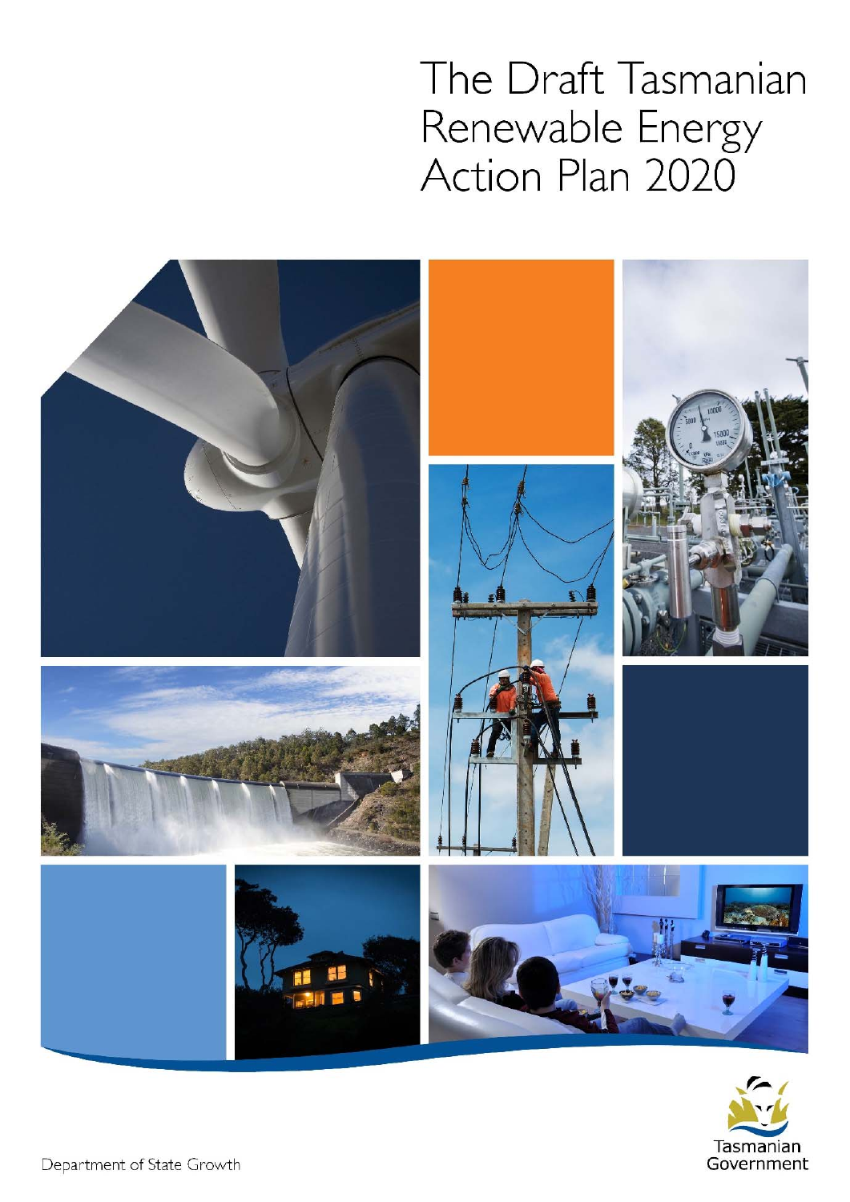# The Draft Tasmanian Renewable Energy Action Plan 2020

Department of State Growth

Tasmanian Government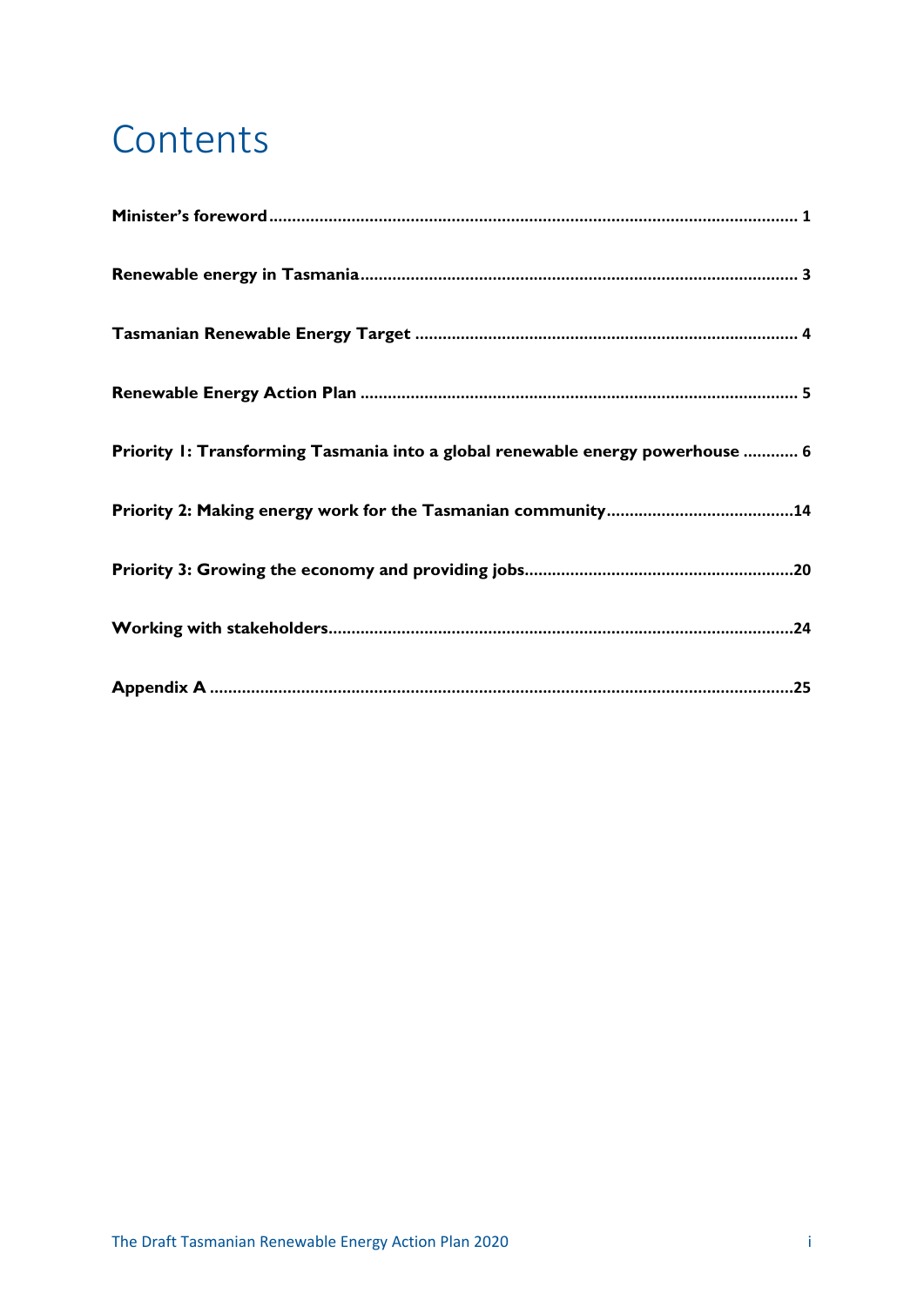# Contents

**Minister's foreword** .......... 1

**Renewable energy in Tasmania** .......... 3

**Tasmanian Renewable Energy Target** .......... 4

**Renewable Energy Action Plan** .......... 5

**Priority 1: Transforming Tasmania into a global renewable energy powerhouse** .......... 6

**Priority 2: Making energy work for the Tasmanian community** .......... 14

**Priority 3: Growing the economy and providing jobs** .......... 20

**Working with stakeholders** .......... 24

**Appendix A** .......... 25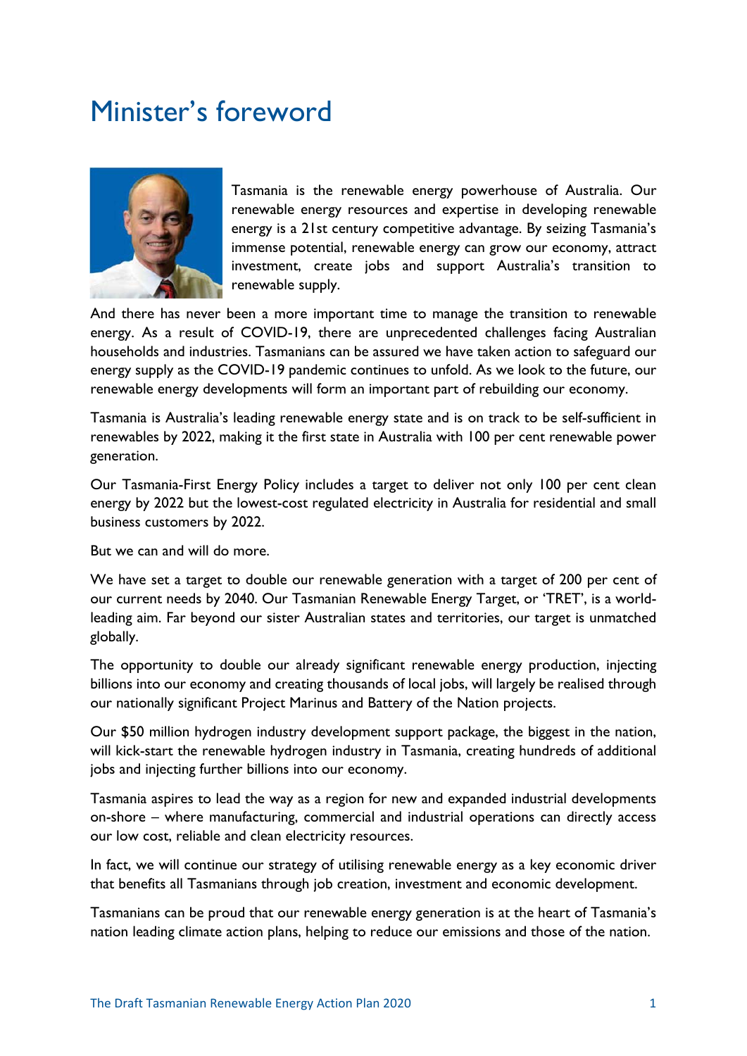# Minister's foreword

Tasmania is the renewable energy powerhouse of Australia. Our renewable energy resources and expertise in developing renewable energy is a 21st century competitive advantage. By seizing Tasmania's immense potential, renewable energy can grow our economy, attract investment, create jobs and support Australia's transition to renewable supply.

And there has never been a more important time to manage the transition to renewable energy. As a result of COVID-19, there are unprecedented challenges facing Australian households and industries. Tasmanians can be assured we have taken action to safeguard our energy supply as the COVID-19 pandemic continues to unfold. As we look to the future, our renewable energy developments will form an important part of rebuilding our economy.

Tasmania is Australia's leading renewable energy state and is on track to be self-sufficient in renewables by 2022, making it the first state in Australia with 100 per cent renewable power generation.

Our Tasmania-First Energy Policy includes a target to deliver not only 100 per cent clean energy by 2022 but the lowest-cost regulated electricity in Australia for residential and small business customers by 2022.

But we can and will do more.

We have set a target to double our renewable generation with a target of 200 per cent of our current needs by 2040. Our Tasmanian Renewable Energy Target, or 'TRET', is a world-leading aim. Far beyond our sister Australian states and territories, our target is unmatched globally.

The opportunity to double our already significant renewable energy production, injecting billions into our economy and creating thousands of local jobs, will largely be realised through our nationally significant Project Marinus and Battery of the Nation projects.

Our $50 million hydrogen industry development support package, the biggest in the nation, will kick-start the renewable hydrogen industry in Tasmania, creating hundreds of additional jobs and injecting further billions into our economy.

Tasmania aspires to lead the way as a region for new and expanded industrial developments on-shore – where manufacturing, commercial and industrial operations can directly access our low cost, reliable and clean electricity resources.

In fact, we will continue our strategy of utilising renewable energy as a key economic driver that benefits all Tasmanians through job creation, investment and economic development.

Tasmanians can be proud that our renewable energy generation is at the heart of Tasmania's nation leading climate action plans, helping to reduce our emissions and those of the nation.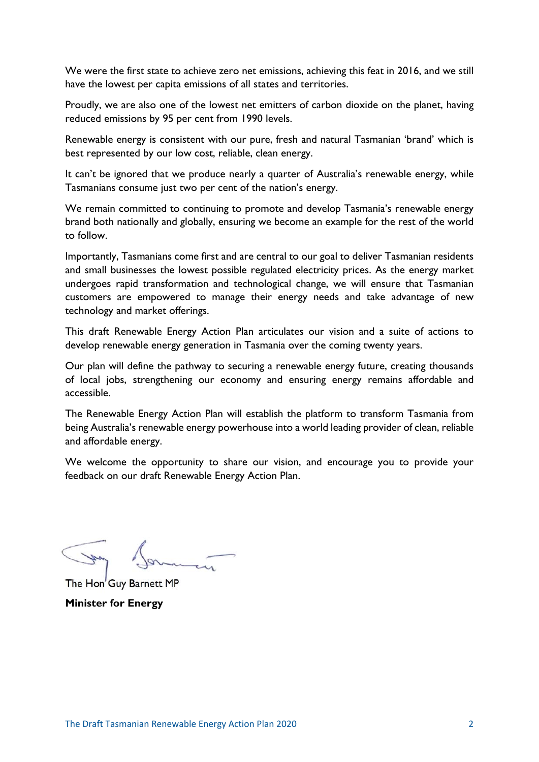We were the first state to achieve zero net emissions, achieving this feat in 2016, and we still have the lowest per capita emissions of all states and territories.

Proudly, we are also one of the lowest net emitters of carbon dioxide on the planet, having reduced emissions by 95 per cent from 1990 levels.

Renewable energy is consistent with our pure, fresh and natural Tasmanian 'brand' which is best represented by our low cost, reliable, clean energy.

It can't be ignored that we produce nearly a quarter of Australia's renewable energy, while Tasmanians consume just two per cent of the nation's energy.

We remain committed to continuing to promote and develop Tasmania's renewable energy brand both nationally and globally, ensuring we become an example for the rest of the world to follow.

Importantly, Tasmanians come first and are central to our goal to deliver Tasmanian residents and small businesses the lowest possible regulated electricity prices. As the energy market undergoes rapid transformation and technological change, we will ensure that Tasmanian customers are empowered to manage their energy needs and take advantage of new technology and market offerings.

This draft Renewable Energy Action Plan articulates our vision and a suite of actions to develop renewable energy generation in Tasmania over the coming twenty years.

Our plan will define the pathway to securing a renewable energy future, creating thousands of local jobs, strengthening our economy and ensuring energy remains affordable and accessible.

The Renewable Energy Action Plan will establish the platform to transform Tasmania from being Australia's renewable energy powerhouse into a world leading provider of clean, reliable and affordable energy.

We welcome the opportunity to share our vision, and encourage you to provide your feedback on our draft Renewable Energy Action Plan.

The Hon Guy Barnett MP

**Minister for Energy**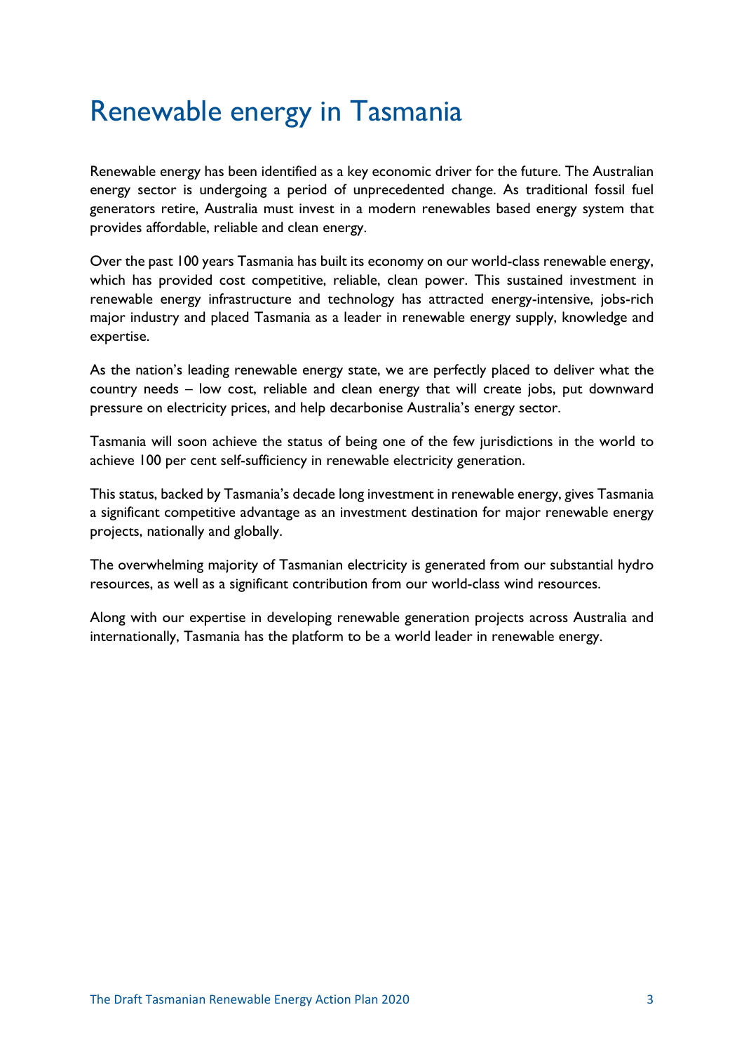# Renewable energy in Tasmania

Renewable energy has been identified as a key economic driver for the future. The Australian energy sector is undergoing a period of unprecedented change. As traditional fossil fuel generators retire, Australia must invest in a modern renewables based energy system that provides affordable, reliable and clean energy.

Over the past 100 years Tasmania has built its economy on our world-class renewable energy, which has provided cost competitive, reliable, clean power. This sustained investment in renewable energy infrastructure and technology has attracted energy-intensive, jobs-rich major industry and placed Tasmania as a leader in renewable energy supply, knowledge and expertise.

As the nation's leading renewable energy state, we are perfectly placed to deliver what the country needs – low cost, reliable and clean energy that will create jobs, put downward pressure on electricity prices, and help decarbonise Australia's energy sector.

Tasmania will soon achieve the status of being one of the few jurisdictions in the world to achieve 100 per cent self-sufficiency in renewable electricity generation.

This status, backed by Tasmania's decade long investment in renewable energy, gives Tasmania a significant competitive advantage as an investment destination for major renewable energy projects, nationally and globally.

The overwhelming majority of Tasmanian electricity is generated from our substantial hydro resources, as well as a significant contribution from our world-class wind resources.

Along with our expertise in developing renewable generation projects across Australia and internationally, Tasmania has the platform to be a world leader in renewable energy.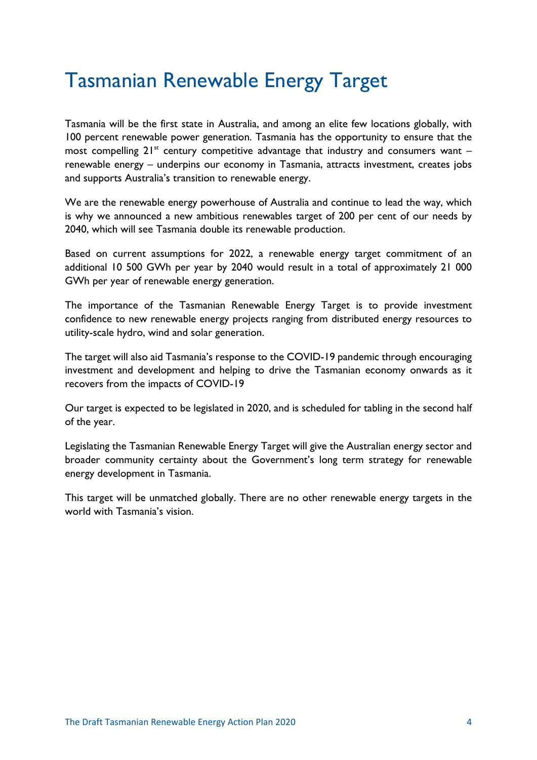# Tasmanian Renewable Energy Target

Tasmania will be the first state in Australia, and among an elite few locations globally, with 100 percent renewable power generation. Tasmania has the opportunity to ensure that the most compelling 21st century competitive advantage that industry and consumers want – renewable energy – underpins our economy in Tasmania, attracts investment, creates jobs and supports Australia's transition to renewable energy.

We are the renewable energy powerhouse of Australia and continue to lead the way, which is why we announced a new ambitious renewables target of 200 per cent of our needs by 2040, which will see Tasmania double its renewable production.

Based on current assumptions for 2022, a renewable energy target commitment of an additional 10 500 GWh per year by 2040 would result in a total of approximately 21 000 GWh per year of renewable energy generation.

The importance of the Tasmanian Renewable Energy Target is to provide investment confidence to new renewable energy projects ranging from distributed energy resources to utility-scale hydro, wind and solar generation.

The target will also aid Tasmania's response to the COVID-19 pandemic through encouraging investment and development and helping to drive the Tasmanian economy onwards as it recovers from the impacts of COVID-19

Our target is expected to be legislated in 2020, and is scheduled for tabling in the second half of the year.

Legislating the Tasmanian Renewable Energy Target will give the Australian energy sector and broader community certainty about the Government's long term strategy for renewable energy development in Tasmania.

This target will be unmatched globally. There are no other renewable energy targets in the world with Tasmania's vision.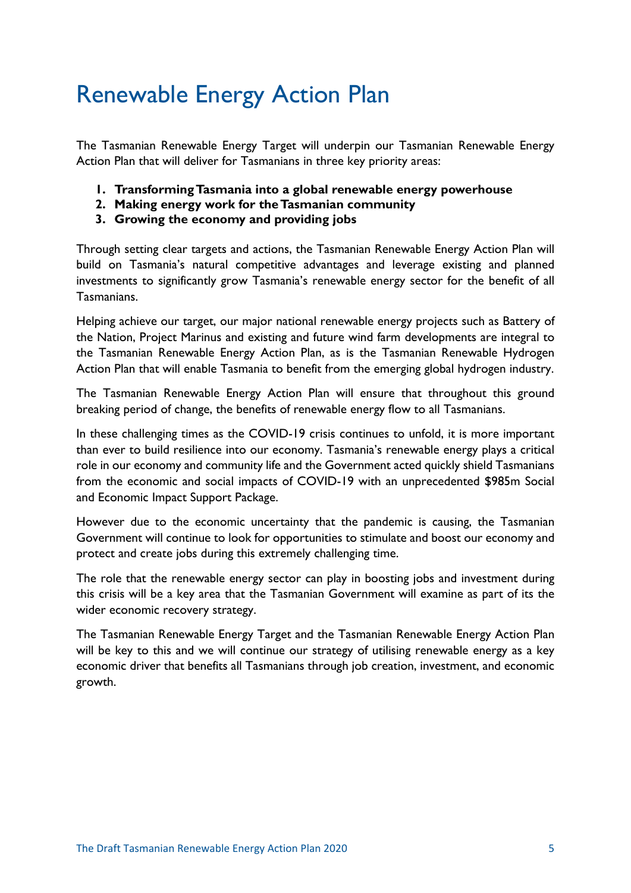# Renewable Energy Action Plan

The Tasmanian Renewable Energy Target will underpin our Tasmanian Renewable Energy Action Plan that will deliver for Tasmanians in three key priority areas:

1. **Transforming Tasmania into a global renewable energy powerhouse**
2. **Making energy work for the Tasmanian community**
3. **Growing the economy and providing jobs**

Through setting clear targets and actions, the Tasmanian Renewable Energy Action Plan will build on Tasmania's natural competitive advantages and leverage existing and planned investments to significantly grow Tasmania's renewable energy sector for the benefit of all Tasmanians.

Helping achieve our target, our major national renewable energy projects such as Battery of the Nation, Project Marinus and existing and future wind farm developments are integral to the Tasmanian Renewable Energy Action Plan, as is the Tasmanian Renewable Hydrogen Action Plan that will enable Tasmania to benefit from the emerging global hydrogen industry.

The Tasmanian Renewable Energy Action Plan will ensure that throughout this ground breaking period of change, the benefits of renewable energy flow to all Tasmanians.

In these challenging times as the COVID-19 crisis continues to unfold, it is more important than ever to build resilience into our economy. Tasmania's renewable energy plays a critical role in our economy and community life and the Government acted quickly shield Tasmanians from the economic and social impacts of COVID-19 with an unprecedented $985m Social and Economic Impact Support Package.

However due to the economic uncertainty that the pandemic is causing, the Tasmanian Government will continue to look for opportunities to stimulate and boost our economy and protect and create jobs during this extremely challenging time.

The role that the renewable energy sector can play in boosting jobs and investment during this crisis will be a key area that the Tasmanian Government will examine as part of its the wider economic recovery strategy.

The Tasmanian Renewable Energy Target and the Tasmanian Renewable Energy Action Plan will be key to this and we will continue our strategy of utilising renewable energy as a key economic driver that benefits all Tasmanians through job creation, investment, and economic growth.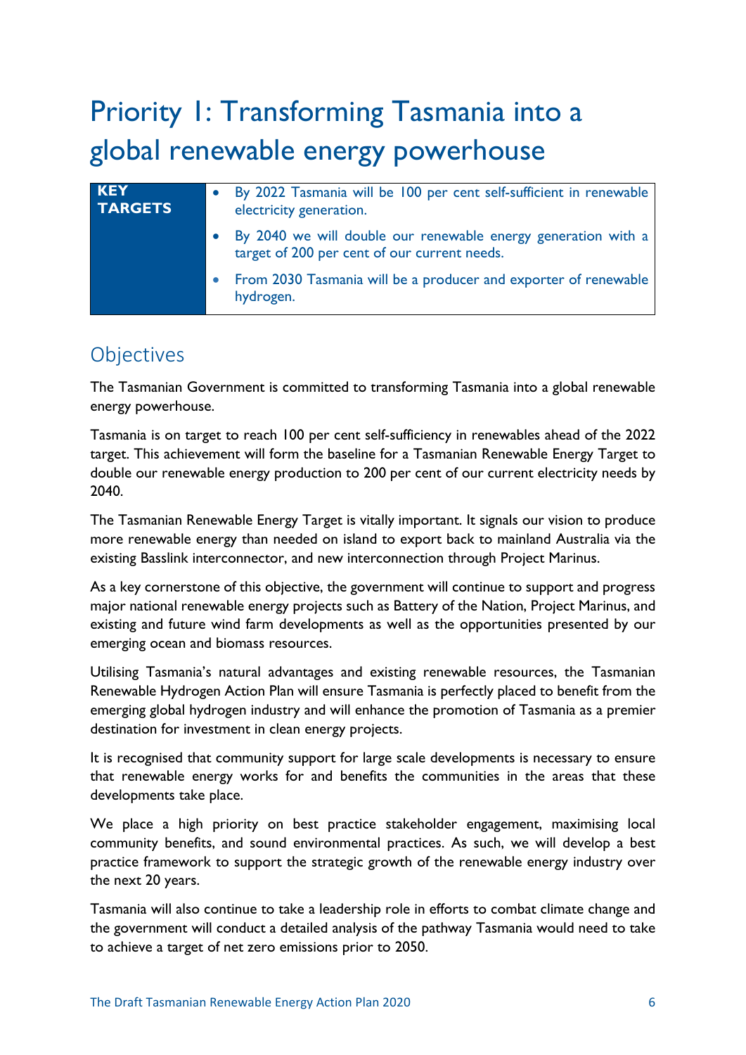# Priority 1: Transforming Tasmania into a global renewable energy powerhouse

| KEY TARGETS | |
|---|---|
| | • By 2022 Tasmania will be 100 per cent self-sufficient in renewable electricity generation. <br> • By 2040 we will double our renewable energy generation with a target of 200 per cent of our current needs. <br> • From 2030 Tasmania will be a producer and exporter of renewable hydrogen. |

## Objectives

The Tasmanian Government is committed to transforming Tasmania into a global renewable energy powerhouse.

Tasmania is on target to reach 100 per cent self-sufficiency in renewables ahead of the 2022 target. This achievement will form the baseline for a Tasmanian Renewable Energy Target to double our renewable energy production to 200 per cent of our current electricity needs by 2040.

The Tasmanian Renewable Energy Target is vitally important. It signals our vision to produce more renewable energy than needed on island to export back to mainland Australia via the existing Basslink interconnector, and new interconnection through Project Marinus.

As a key cornerstone of this objective, the government will continue to support and progress major national renewable energy projects such as Battery of the Nation, Project Marinus, and existing and future wind farm developments as well as the opportunities presented by our emerging ocean and biomass resources.

Utilising Tasmania's natural advantages and existing renewable resources, the Tasmanian Renewable Hydrogen Action Plan will ensure Tasmania is perfectly placed to benefit from the emerging global hydrogen industry and will enhance the promotion of Tasmania as a premier destination for investment in clean energy projects.

It is recognised that community support for large scale developments is necessary to ensure that renewable energy works for and benefits the communities in the areas that these developments take place.

We place a high priority on best practice stakeholder engagement, maximising local community benefits, and sound environmental practices. As such, we will develop a best practice framework to support the strategic growth of the renewable energy industry over the next 20 years.

Tasmania will also continue to take a leadership role in efforts to combat climate change and the government will conduct a detailed analysis of the pathway Tasmania would need to take to achieve a target of net zero emissions prior to 2050.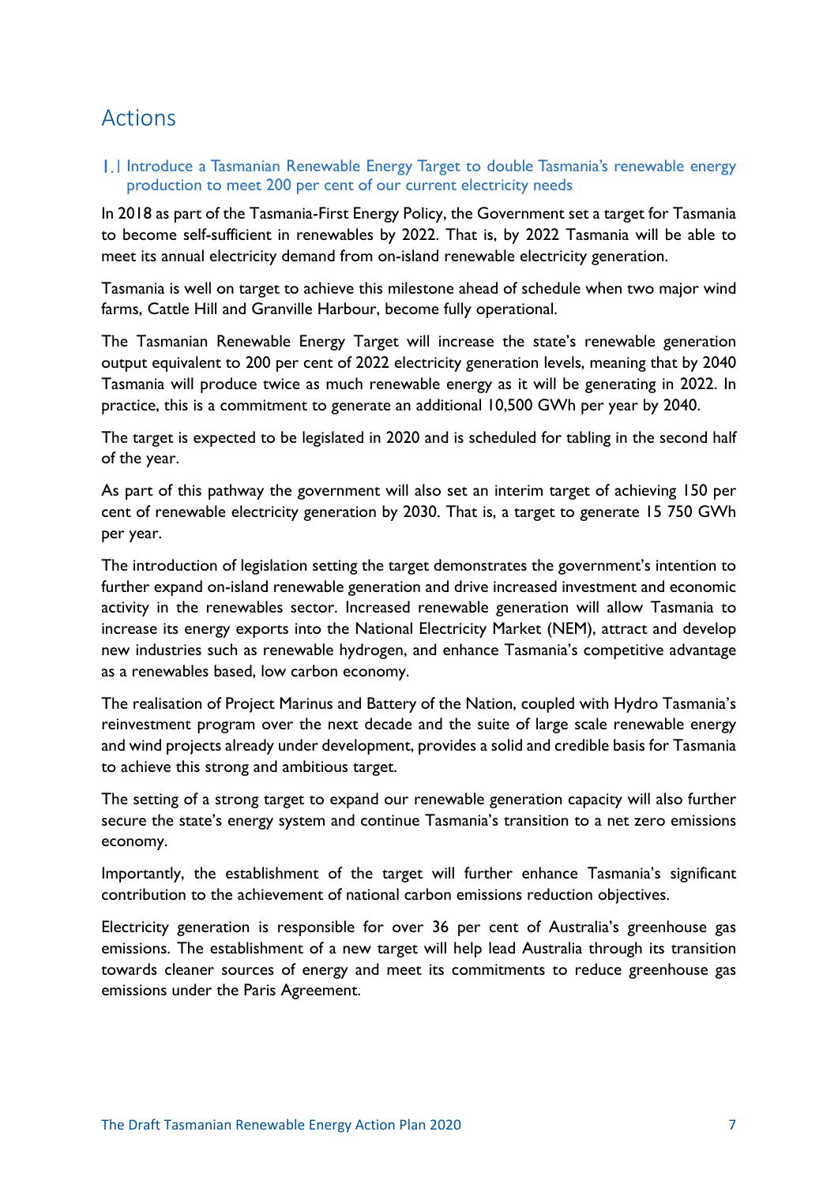## Actions

### 1.1 Introduce a Tasmanian Renewable Energy Target to double Tasmania's renewable energy production to meet 200 per cent of our current electricity needs

In 2018 as part of the Tasmania-First Energy Policy, the Government set a target for Tasmania to become self-sufficient in renewables by 2022. That is, by 2022 Tasmania will be able to meet its annual electricity demand from on-island renewable electricity generation.

Tasmania is well on target to achieve this milestone ahead of schedule when two major wind farms, Cattle Hill and Granville Harbour, become fully operational.

The Tasmanian Renewable Energy Target will increase the state's renewable generation output equivalent to 200 per cent of 2022 electricity generation levels, meaning that by 2040 Tasmania will produce twice as much renewable energy as it will be generating in 2022. In practice, this is a commitment to generate an additional 10,500 GWh per year by 2040.

The target is expected to be legislated in 2020 and is scheduled for tabling in the second half of the year.

As part of this pathway the government will also set an interim target of achieving 150 per cent of renewable electricity generation by 2030. That is, a target to generate 15 750 GWh per year.

The introduction of legislation setting the target demonstrates the government's intention to further expand on-island renewable generation and drive increased investment and economic activity in the renewables sector. Increased renewable generation will allow Tasmania to increase its energy exports into the National Electricity Market (NEM), attract and develop new industries such as renewable hydrogen, and enhance Tasmania's competitive advantage as a renewables based, low carbon economy.

The realisation of Project Marinus and Battery of the Nation, coupled with Hydro Tasmania's reinvestment program over the next decade and the suite of large scale renewable energy and wind projects already under development, provides a solid and credible basis for Tasmania to achieve this strong and ambitious target.

The setting of a strong target to expand our renewable generation capacity will also further secure the state's energy system and continue Tasmania's transition to a net zero emissions economy.

Importantly, the establishment of the target will further enhance Tasmania's significant contribution to the achievement of national carbon emissions reduction objectives.

Electricity generation is responsible for over 36 per cent of Australia's greenhouse gas emissions. The establishment of a new target will help lead Australia through its transition towards cleaner sources of energy and meet its commitments to reduce greenhouse gas emissions under the Paris Agreement.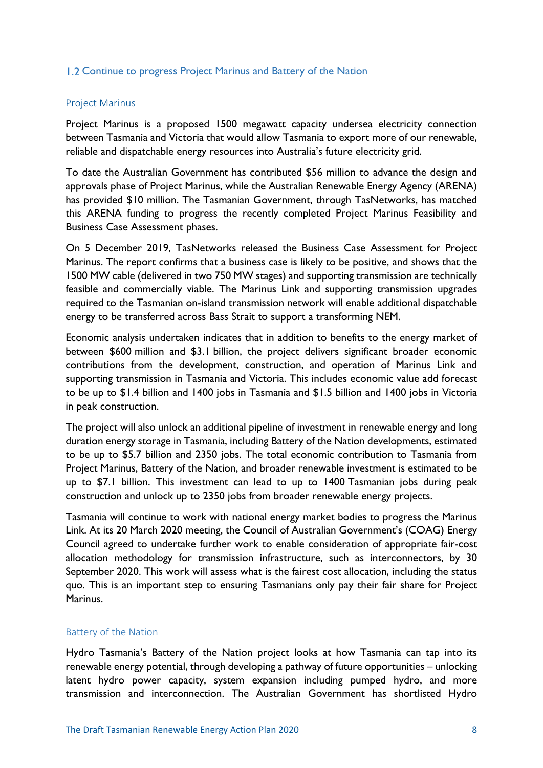## 1.2 Continue to progress Project Marinus and Battery of the Nation

### Project Marinus

Project Marinus is a proposed 1500 megawatt capacity undersea electricity connection between Tasmania and Victoria that would allow Tasmania to export more of our renewable, reliable and dispatchable energy resources into Australia's future electricity grid.

To date the Australian Government has contributed $56 million to advance the design and approvals phase of Project Marinus, while the Australian Renewable Energy Agency (ARENA) has provided $10 million. The Tasmanian Government, through TasNetworks, has matched this ARENA funding to progress the recently completed Project Marinus Feasibility and Business Case Assessment phases.

On 5 December 2019, TasNetworks released the Business Case Assessment for Project Marinus. The report confirms that a business case is likely to be positive, and shows that the 1500 MW cable (delivered in two 750 MW stages) and supporting transmission are technically feasible and commercially viable. The Marinus Link and supporting transmission upgrades required to the Tasmanian on-island transmission network will enable additional dispatchable energy to be transferred across Bass Strait to support a transforming NEM.

Economic analysis undertaken indicates that in addition to benefits to the energy market of between $600 million and $3.1 billion, the project delivers significant broader economic contributions from the development, construction, and operation of Marinus Link and supporting transmission in Tasmania and Victoria. This includes economic value add forecast to be up to $1.4 billion and 1400 jobs in Tasmania and $1.5 billion and 1400 jobs in Victoria in peak construction.

The project will also unlock an additional pipeline of investment in renewable energy and long duration energy storage in Tasmania, including Battery of the Nation developments, estimated to be up to $5.7 billion and 2350 jobs. The total economic contribution to Tasmania from Project Marinus, Battery of the Nation, and broader renewable investment is estimated to be up to $7.1 billion. This investment can lead to up to 1400 Tasmanian jobs during peak construction and unlock up to 2350 jobs from broader renewable energy projects.

Tasmania will continue to work with national energy market bodies to progress the Marinus Link. At its 20 March 2020 meeting, the Council of Australian Government's (COAG) Energy Council agreed to undertake further work to enable consideration of appropriate fair-cost allocation methodology for transmission infrastructure, such as interconnectors, by 30 September 2020. This work will assess what is the fairest cost allocation, including the status quo. This is an important step to ensuring Tasmanians only pay their fair share for Project Marinus.

### Battery of the Nation

Hydro Tasmania's Battery of the Nation project looks at how Tasmania can tap into its renewable energy potential, through developing a pathway of future opportunities – unlocking latent hydro power capacity, system expansion including pumped hydro, and more transmission and interconnection. The Australian Government has shortlisted Hydro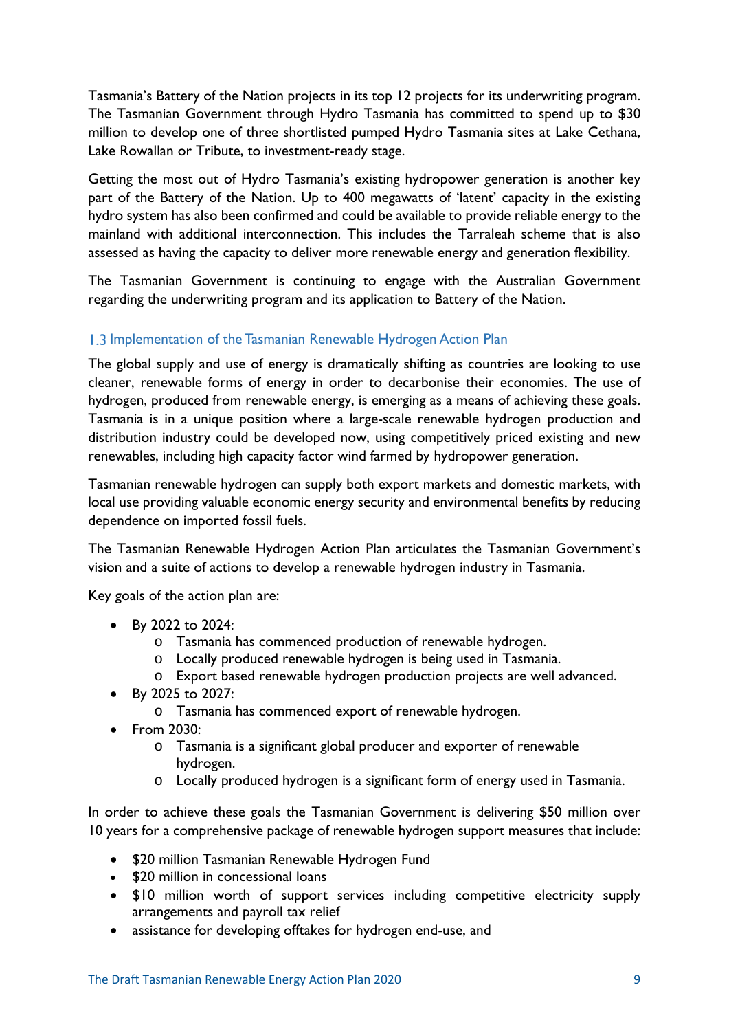Tasmania's Battery of the Nation projects in its top 12 projects for its underwriting program. The Tasmanian Government through Hydro Tasmania has committed to spend up to $30 million to develop one of three shortlisted pumped Hydro Tasmania sites at Lake Cethana, Lake Rowallan or Tribute, to investment-ready stage.

Getting the most out of Hydro Tasmania's existing hydropower generation is another key part of the Battery of the Nation. Up to 400 megawatts of 'latent' capacity in the existing hydro system has also been confirmed and could be available to provide reliable energy to the mainland with additional interconnection. This includes the Tarraleah scheme that is also assessed as having the capacity to deliver more renewable energy and generation flexibility.

The Tasmanian Government is continuing to engage with the Australian Government regarding the underwriting program and its application to Battery of the Nation.

### 1.3 Implementation of the Tasmanian Renewable Hydrogen Action Plan

The global supply and use of energy is dramatically shifting as countries are looking to use cleaner, renewable forms of energy in order to decarbonise their economies. The use of hydrogen, produced from renewable energy, is emerging as a means of achieving these goals. Tasmania is in a unique position where a large-scale renewable hydrogen production and distribution industry could be developed now, using competitively priced existing and new renewables, including high capacity factor wind farmed by hydropower generation.

Tasmanian renewable hydrogen can supply both export markets and domestic markets, with local use providing valuable economic energy security and environmental benefits by reducing dependence on imported fossil fuels.

The Tasmanian Renewable Hydrogen Action Plan articulates the Tasmanian Government's vision and a suite of actions to develop a renewable hydrogen industry in Tasmania.

Key goals of the action plan are:

- By 2022 to 2024:
  - Tasmania has commenced production of renewable hydrogen.
  - Locally produced renewable hydrogen is being used in Tasmania.
  - Export based renewable hydrogen production projects are well advanced.
- By 2025 to 2027:
  - Tasmania has commenced export of renewable hydrogen.
- From 2030:
  - Tasmania is a significant global producer and exporter of renewable hydrogen.
  - Locally produced hydrogen is a significant form of energy used in Tasmania.

In order to achieve these goals the Tasmanian Government is delivering $50 million over 10 years for a comprehensive package of renewable hydrogen support measures that include:

- $20 million Tasmanian Renewable Hydrogen Fund
- $20 million in concessional loans
- $10 million worth of support services including competitive electricity supply arrangements and payroll tax relief
- assistance for developing offtakes for hydrogen end-use, and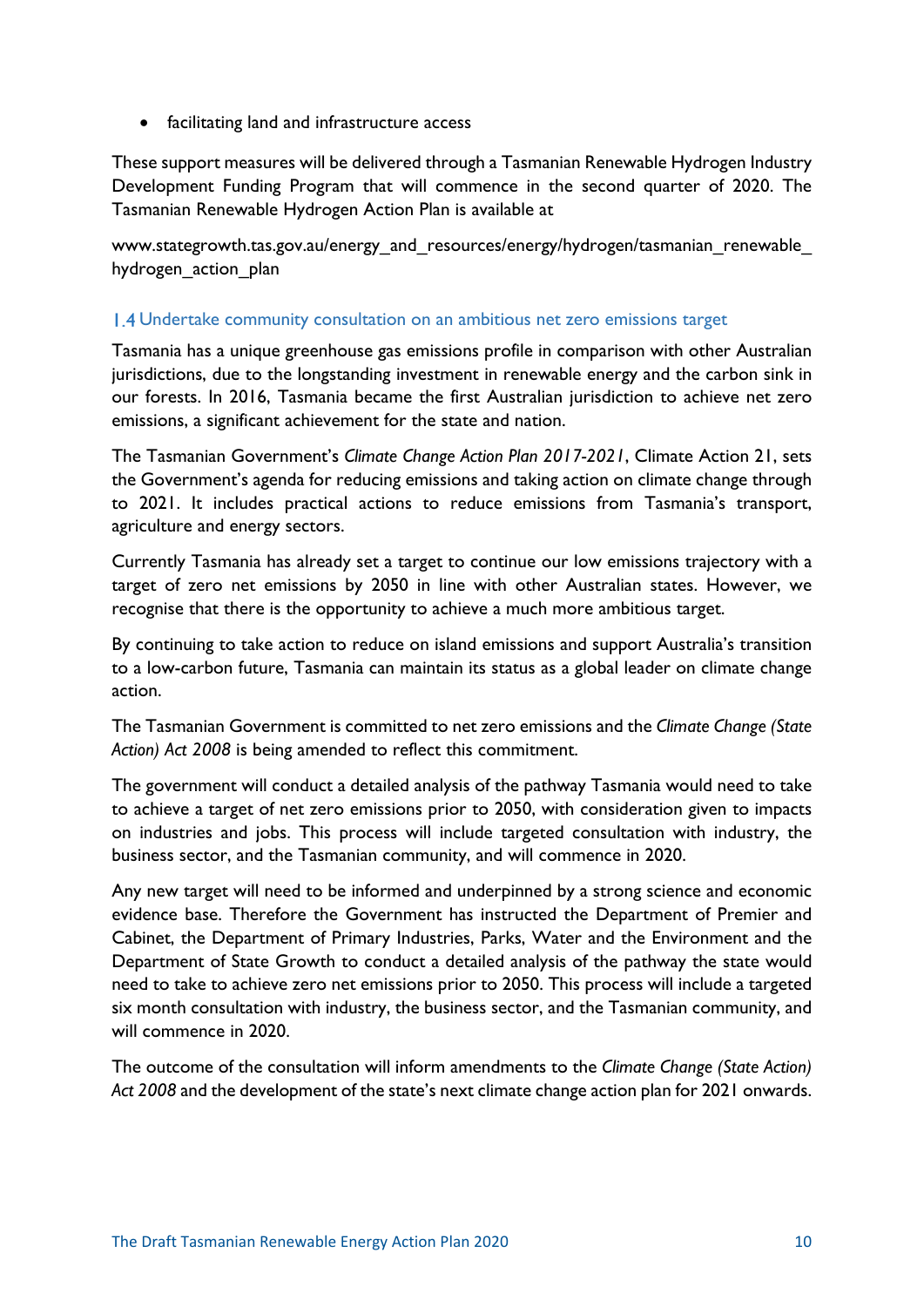- facilitating land and infrastructure access

These support measures will be delivered through a Tasmanian Renewable Hydrogen Industry Development Funding Program that will commence in the second quarter of 2020. The Tasmanian Renewable Hydrogen Action Plan is available at

www.stategrowth.tas.gov.au/energy_and_resources/energy/hydrogen/tasmanian_renewable_hydrogen_action_plan

### 1.4 Undertake community consultation on an ambitious net zero emissions target

Tasmania has a unique greenhouse gas emissions profile in comparison with other Australian jurisdictions, due to the longstanding investment in renewable energy and the carbon sink in our forests. In 2016, Tasmania became the first Australian jurisdiction to achieve net zero emissions, a significant achievement for the state and nation.

The Tasmanian Government's *Climate Change Action Plan 2017-2021*, Climate Action 21, sets the Government's agenda for reducing emissions and taking action on climate change through to 2021. It includes practical actions to reduce emissions from Tasmania's transport, agriculture and energy sectors.

Currently Tasmania has already set a target to continue our low emissions trajectory with a target of zero net emissions by 2050 in line with other Australian states. However, we recognise that there is the opportunity to achieve a much more ambitious target.

By continuing to take action to reduce on island emissions and support Australia's transition to a low-carbon future, Tasmania can maintain its status as a global leader on climate change action.

The Tasmanian Government is committed to net zero emissions and the *Climate Change (State Action) Act 2008* is being amended to reflect this commitment.

The government will conduct a detailed analysis of the pathway Tasmania would need to take to achieve a target of net zero emissions prior to 2050, with consideration given to impacts on industries and jobs. This process will include targeted consultation with industry, the business sector, and the Tasmanian community, and will commence in 2020.

Any new target will need to be informed and underpinned by a strong science and economic evidence base. Therefore the Government has instructed the Department of Premier and Cabinet, the Department of Primary Industries, Parks, Water and the Environment and the Department of State Growth to conduct a detailed analysis of the pathway the state would need to take to achieve zero net emissions prior to 2050. This process will include a targeted six month consultation with industry, the business sector, and the Tasmanian community, and will commence in 2020.

The outcome of the consultation will inform amendments to the *Climate Change (State Action) Act 2008* and the development of the state's next climate change action plan for 2021 onwards.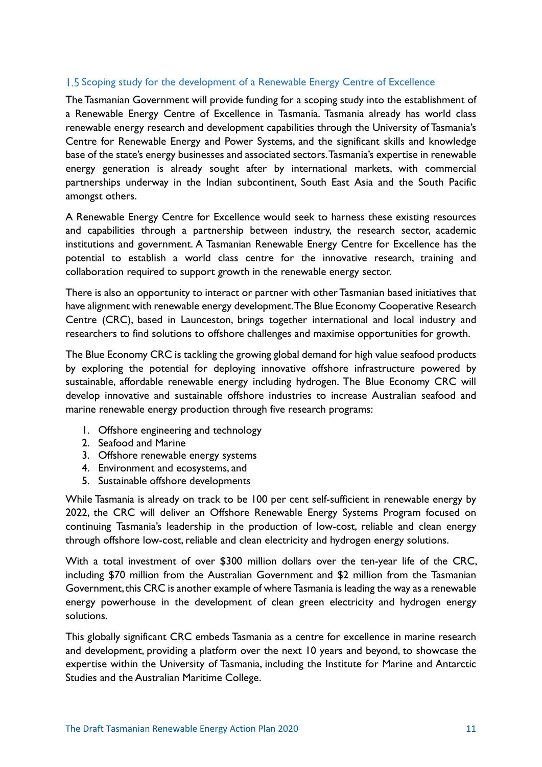### 1.5 Scoping study for the development of a Renewable Energy Centre of Excellence

The Tasmanian Government will provide funding for a scoping study into the establishment of a Renewable Energy Centre of Excellence in Tasmania. Tasmania already has world class renewable energy research and development capabilities through the University of Tasmania's Centre for Renewable Energy and Power Systems, and the significant skills and knowledge base of the state's energy businesses and associated sectors. Tasmania's expertise in renewable energy generation is already sought after by international markets, with commercial partnerships underway in the Indian subcontinent, South East Asia and the South Pacific amongst others.

A Renewable Energy Centre for Excellence would seek to harness these existing resources and capabilities through a partnership between industry, the research sector, academic institutions and government. A Tasmanian Renewable Energy Centre for Excellence has the potential to establish a world class centre for the innovative research, training and collaboration required to support growth in the renewable energy sector.

There is also an opportunity to interact or partner with other Tasmanian based initiatives that have alignment with renewable energy development. The Blue Economy Cooperative Research Centre (CRC), based in Launceston, brings together international and local industry and researchers to find solutions to offshore challenges and maximise opportunities for growth.

The Blue Economy CRC is tackling the growing global demand for high value seafood products by exploring the potential for deploying innovative offshore infrastructure powered by sustainable, affordable renewable energy including hydrogen. The Blue Economy CRC will develop innovative and sustainable offshore industries to increase Australian seafood and marine renewable energy production through five research programs:

1. Offshore engineering and technology
2. Seafood and Marine
3. Offshore renewable energy systems
4. Environment and ecosystems, and
5. Sustainable offshore developments

While Tasmania is already on track to be 100 per cent self-sufficient in renewable energy by 2022, the CRC will deliver an Offshore Renewable Energy Systems Program focused on continuing Tasmania's leadership in the production of low-cost, reliable and clean energy through offshore low-cost, reliable and clean electricity and hydrogen energy solutions.

With a total investment of over $300 million dollars over the ten-year life of the CRC, including $70 million from the Australian Government and $2 million from the Tasmanian Government, this CRC is another example of where Tasmania is leading the way as a renewable energy powerhouse in the development of clean green electricity and hydrogen energy solutions.

This globally significant CRC embeds Tasmania as a centre for excellence in marine research and development, providing a platform over the next 10 years and beyond, to showcase the expertise within the University of Tasmania, including the Institute for Marine and Antarctic Studies and the Australian Maritime College.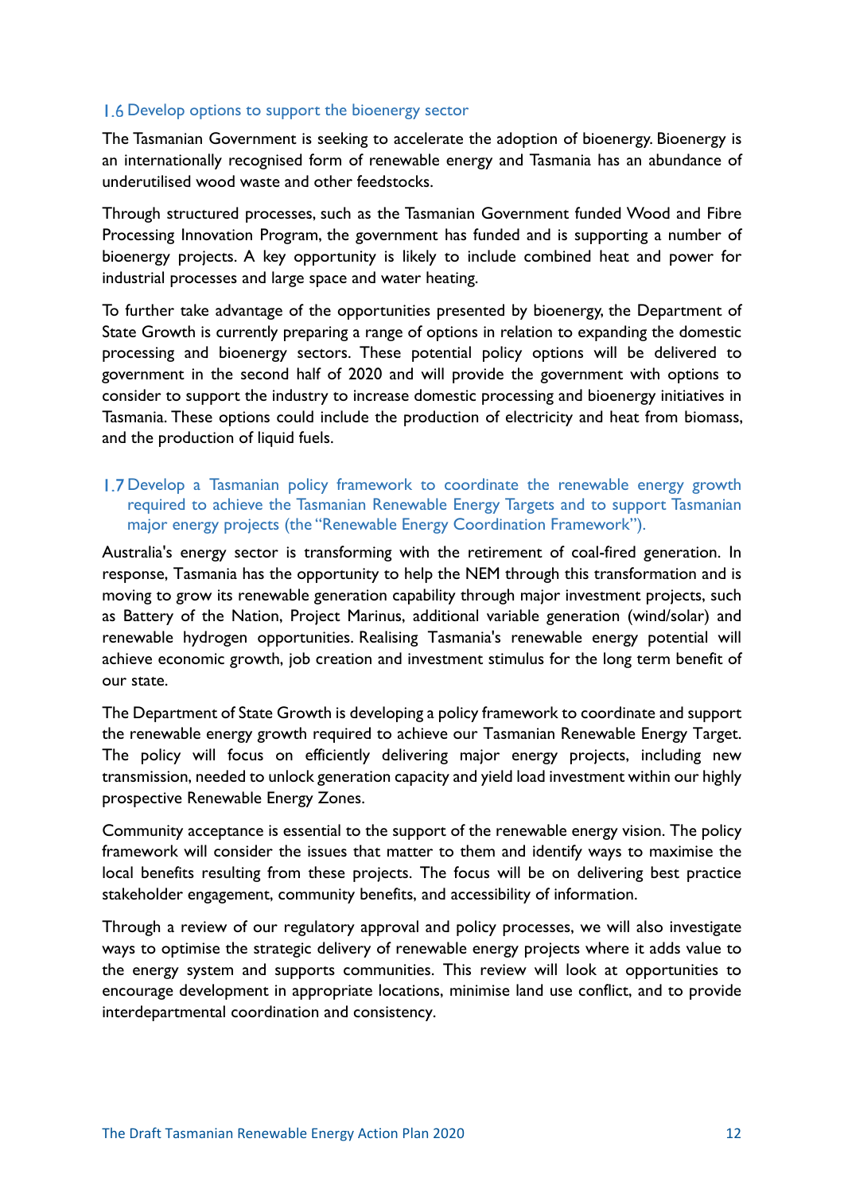### 1.6 Develop options to support the bioenergy sector

The Tasmanian Government is seeking to accelerate the adoption of bioenergy. Bioenergy is an internationally recognised form of renewable energy and Tasmania has an abundance of underutilised wood waste and other feedstocks.

Through structured processes, such as the Tasmanian Government funded Wood and Fibre Processing Innovation Program, the government has funded and is supporting a number of bioenergy projects. A key opportunity is likely to include combined heat and power for industrial processes and large space and water heating.

To further take advantage of the opportunities presented by bioenergy, the Department of State Growth is currently preparing a range of options in relation to expanding the domestic processing and bioenergy sectors. These potential policy options will be delivered to government in the second half of 2020 and will provide the government with options to consider to support the industry to increase domestic processing and bioenergy initiatives in Tasmania. These options could include the production of electricity and heat from biomass, and the production of liquid fuels.

### 1.7 Develop a Tasmanian policy framework to coordinate the renewable energy growth required to achieve the Tasmanian Renewable Energy Targets and to support Tasmanian major energy projects (the "Renewable Energy Coordination Framework").

Australia's energy sector is transforming with the retirement of coal-fired generation. In response, Tasmania has the opportunity to help the NEM through this transformation and is moving to grow its renewable generation capability through major investment projects, such as Battery of the Nation, Project Marinus, additional variable generation (wind/solar) and renewable hydrogen opportunities. Realising Tasmania's renewable energy potential will achieve economic growth, job creation and investment stimulus for the long term benefit of our state.

The Department of State Growth is developing a policy framework to coordinate and support the renewable energy growth required to achieve our Tasmanian Renewable Energy Target. The policy will focus on efficiently delivering major energy projects, including new transmission, needed to unlock generation capacity and yield load investment within our highly prospective Renewable Energy Zones.

Community acceptance is essential to the support of the renewable energy vision. The policy framework will consider the issues that matter to them and identify ways to maximise the local benefits resulting from these projects. The focus will be on delivering best practice stakeholder engagement, community benefits, and accessibility of information.

Through a review of our regulatory approval and policy processes, we will also investigate ways to optimise the strategic delivery of renewable energy projects where it adds value to the energy system and supports communities. This review will look at opportunities to encourage development in appropriate locations, minimise land use conflict, and to provide interdepartmental coordination and consistency.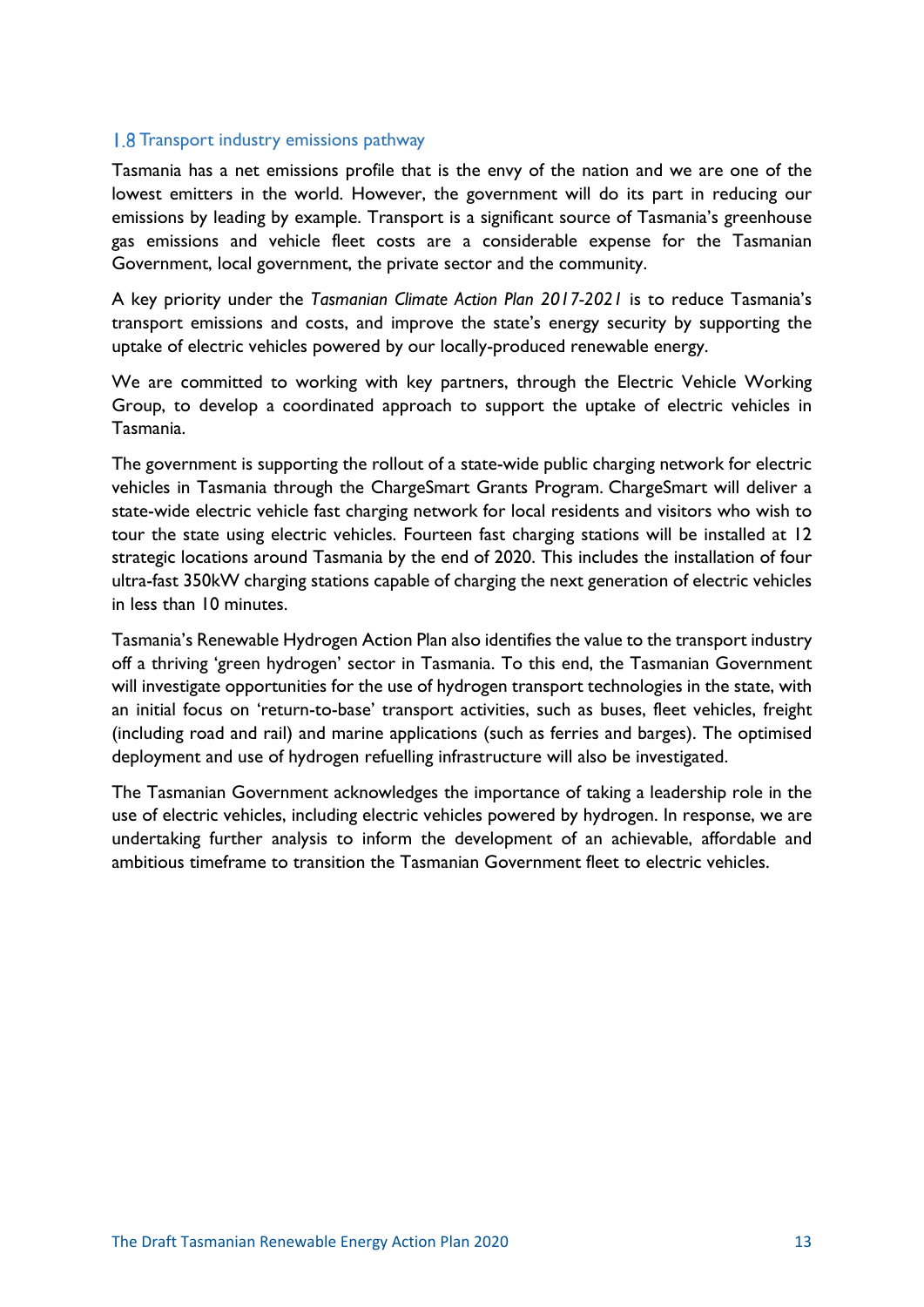## 1.8 Transport industry emissions pathway

Tasmania has a net emissions profile that is the envy of the nation and we are one of the lowest emitters in the world. However, the government will do its part in reducing our emissions by leading by example. Transport is a significant source of Tasmania's greenhouse gas emissions and vehicle fleet costs are a considerable expense for the Tasmanian Government, local government, the private sector and the community.

A key priority under the *Tasmanian Climate Action Plan 2017-2021* is to reduce Tasmania's transport emissions and costs, and improve the state's energy security by supporting the uptake of electric vehicles powered by our locally-produced renewable energy.

We are committed to working with key partners, through the Electric Vehicle Working Group, to develop a coordinated approach to support the uptake of electric vehicles in Tasmania.

The government is supporting the rollout of a state-wide public charging network for electric vehicles in Tasmania through the ChargeSmart Grants Program. ChargeSmart will deliver a state-wide electric vehicle fast charging network for local residents and visitors who wish to tour the state using electric vehicles. Fourteen fast charging stations will be installed at 12 strategic locations around Tasmania by the end of 2020. This includes the installation of four ultra-fast 350kW charging stations capable of charging the next generation of electric vehicles in less than 10 minutes.

Tasmania's Renewable Hydrogen Action Plan also identifies the value to the transport industry off a thriving 'green hydrogen' sector in Tasmania. To this end, the Tasmanian Government will investigate opportunities for the use of hydrogen transport technologies in the state, with an initial focus on 'return-to-base' transport activities, such as buses, fleet vehicles, freight (including road and rail) and marine applications (such as ferries and barges). The optimised deployment and use of hydrogen refuelling infrastructure will also be investigated.

The Tasmanian Government acknowledges the importance of taking a leadership role in the use of electric vehicles, including electric vehicles powered by hydrogen. In response, we are undertaking further analysis to inform the development of an achievable, affordable and ambitious timeframe to transition the Tasmanian Government fleet to electric vehicles.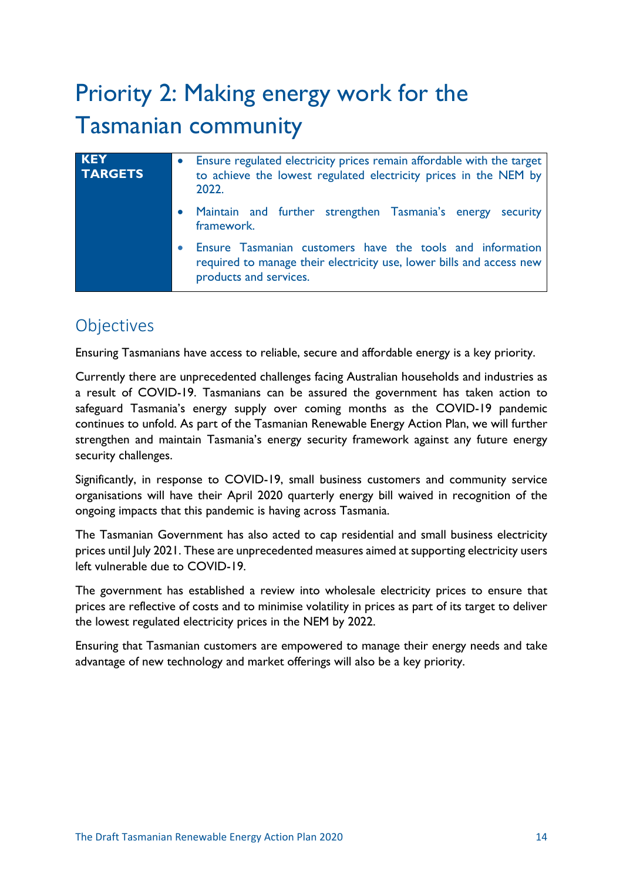# Priority 2: Making energy work for the Tasmanian community

| KEY TARGETS | |
|---|---|
| | • Ensure regulated electricity prices remain affordable with the target to achieve the lowest regulated electricity prices in the NEM by 2022.<br>• Maintain and further strengthen Tasmania's energy security framework.<br>• Ensure Tasmanian customers have the tools and information required to manage their electricity use, lower bills and access new products and services. |

## Objectives

Ensuring Tasmanians have access to reliable, secure and affordable energy is a key priority.

Currently there are unprecedented challenges facing Australian households and industries as a result of COVID-19. Tasmanians can be assured the government has taken action to safeguard Tasmania's energy supply over coming months as the COVID-19 pandemic continues to unfold. As part of the Tasmanian Renewable Energy Action Plan, we will further strengthen and maintain Tasmania's energy security framework against any future energy security challenges.

Significantly, in response to COVID-19, small business customers and community service organisations will have their April 2020 quarterly energy bill waived in recognition of the ongoing impacts that this pandemic is having across Tasmania.

The Tasmanian Government has also acted to cap residential and small business electricity prices until July 2021. These are unprecedented measures aimed at supporting electricity users left vulnerable due to COVID-19.

The government has established a review into wholesale electricity prices to ensure that prices are reflective of costs and to minimise volatility in prices as part of its target to deliver the lowest regulated electricity prices in the NEM by 2022.

Ensuring that Tasmanian customers are empowered to manage their energy needs and take advantage of new technology and market offerings will also be a key priority.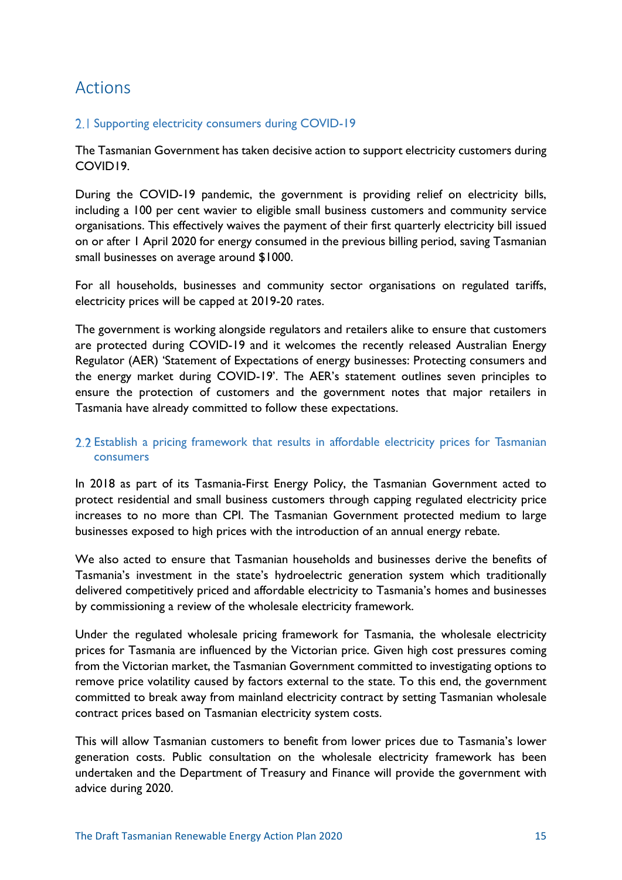# Actions

## 2.1 Supporting electricity consumers during COVID-19

The Tasmanian Government has taken decisive action to support electricity customers during COVID19.

During the COVID-19 pandemic, the government is providing relief on electricity bills, including a 100 per cent wavier to eligible small business customers and community service organisations. This effectively waives the payment of their first quarterly electricity bill issued on or after 1 April 2020 for energy consumed in the previous billing period, saving Tasmanian small businesses on average around $1000.

For all households, businesses and community sector organisations on regulated tariffs, electricity prices will be capped at 2019-20 rates.

The government is working alongside regulators and retailers alike to ensure that customers are protected during COVID-19 and it welcomes the recently released Australian Energy Regulator (AER) 'Statement of Expectations of energy businesses: Protecting consumers and the energy market during COVID-19'. The AER's statement outlines seven principles to ensure the protection of customers and the government notes that major retailers in Tasmania have already committed to follow these expectations.

## 2.2 Establish a pricing framework that results in affordable electricity prices for Tasmanian consumers

In 2018 as part of its Tasmania-First Energy Policy, the Tasmanian Government acted to protect residential and small business customers through capping regulated electricity price increases to no more than CPI. The Tasmanian Government protected medium to large businesses exposed to high prices with the introduction of an annual energy rebate.

We also acted to ensure that Tasmanian households and businesses derive the benefits of Tasmania's investment in the state's hydroelectric generation system which traditionally delivered competitively priced and affordable electricity to Tasmania's homes and businesses by commissioning a review of the wholesale electricity framework.

Under the regulated wholesale pricing framework for Tasmania, the wholesale electricity prices for Tasmania are influenced by the Victorian price. Given high cost pressures coming from the Victorian market, the Tasmanian Government committed to investigating options to remove price volatility caused by factors external to the state. To this end, the government committed to break away from mainland electricity contract by setting Tasmanian wholesale contract prices based on Tasmanian electricity system costs.

This will allow Tasmanian customers to benefit from lower prices due to Tasmania's lower generation costs. Public consultation on the wholesale electricity framework has been undertaken and the Department of Treasury and Finance will provide the government with advice during 2020.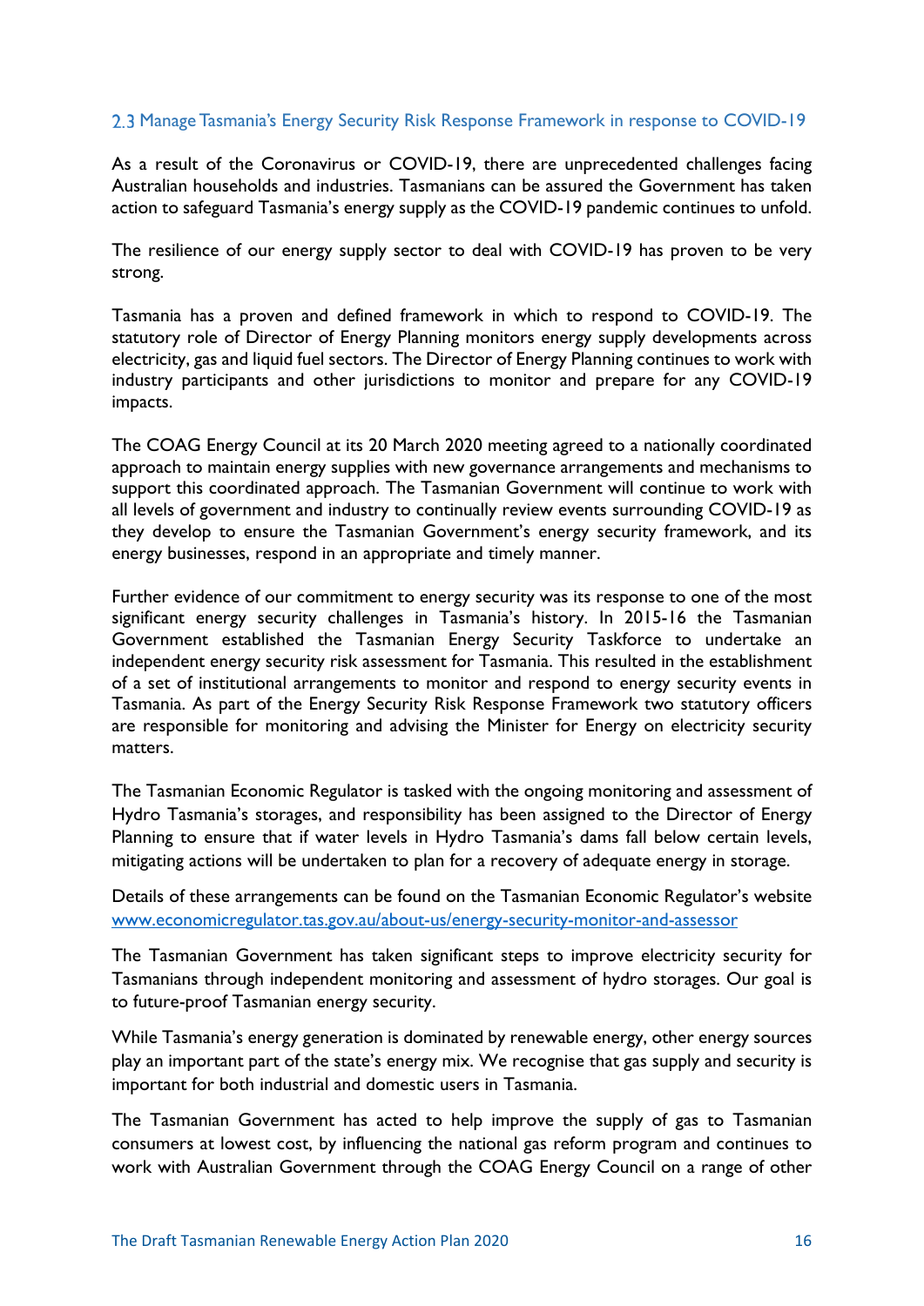### 2.3 Manage Tasmania's Energy Security Risk Response Framework in response to COVID-19

As a result of the Coronavirus or COVID-19, there are unprecedented challenges facing Australian households and industries. Tasmanians can be assured the Government has taken action to safeguard Tasmania's energy supply as the COVID-19 pandemic continues to unfold.

The resilience of our energy supply sector to deal with COVID-19 has proven to be very strong.

Tasmania has a proven and defined framework in which to respond to COVID-19. The statutory role of Director of Energy Planning monitors energy supply developments across electricity, gas and liquid fuel sectors. The Director of Energy Planning continues to work with industry participants and other jurisdictions to monitor and prepare for any COVID-19 impacts.

The COAG Energy Council at its 20 March 2020 meeting agreed to a nationally coordinated approach to maintain energy supplies with new governance arrangements and mechanisms to support this coordinated approach. The Tasmanian Government will continue to work with all levels of government and industry to continually review events surrounding COVID-19 as they develop to ensure the Tasmanian Government's energy security framework, and its energy businesses, respond in an appropriate and timely manner.

Further evidence of our commitment to energy security was its response to one of the most significant energy security challenges in Tasmania's history. In 2015-16 the Tasmanian Government established the Tasmanian Energy Security Taskforce to undertake an independent energy security risk assessment for Tasmania. This resulted in the establishment of a set of institutional arrangements to monitor and respond to energy security events in Tasmania. As part of the Energy Security Risk Response Framework two statutory officers are responsible for monitoring and advising the Minister for Energy on electricity security matters.

The Tasmanian Economic Regulator is tasked with the ongoing monitoring and assessment of Hydro Tasmania's storages, and responsibility has been assigned to the Director of Energy Planning to ensure that if water levels in Hydro Tasmania's dams fall below certain levels, mitigating actions will be undertaken to plan for a recovery of adequate energy in storage.

Details of these arrangements can be found on the Tasmanian Economic Regulator's website [www.economicregulator.tas.gov.au/about-us/energy-security-monitor-and-assessor](www.economicregulator.tas.gov.au/about-us/energy-security-monitor-and-assessor)

The Tasmanian Government has taken significant steps to improve electricity security for Tasmanians through independent monitoring and assessment of hydro storages. Our goal is to future-proof Tasmanian energy security.

While Tasmania's energy generation is dominated by renewable energy, other energy sources play an important part of the state's energy mix. We recognise that gas supply and security is important for both industrial and domestic users in Tasmania.

The Tasmanian Government has acted to help improve the supply of gas to Tasmanian consumers at lowest cost, by influencing the national gas reform program and continues to work with Australian Government through the COAG Energy Council on a range of other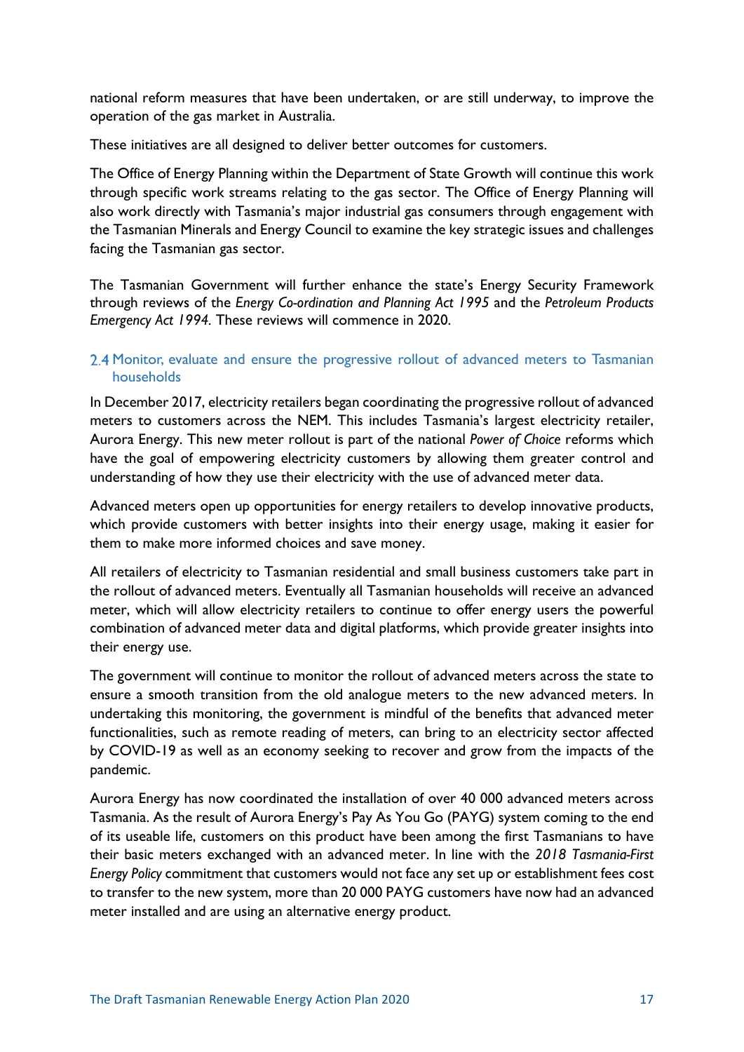national reform measures that have been undertaken, or are still underway, to improve the operation of the gas market in Australia.

These initiatives are all designed to deliver better outcomes for customers.

The Office of Energy Planning within the Department of State Growth will continue this work through specific work streams relating to the gas sector. The Office of Energy Planning will also work directly with Tasmania's major industrial gas consumers through engagement with the Tasmanian Minerals and Energy Council to examine the key strategic issues and challenges facing the Tasmanian gas sector.

The Tasmanian Government will further enhance the state's Energy Security Framework through reviews of the *Energy Co-ordination and Planning Act 1995* and the *Petroleum Products Emergency Act 1994*. These reviews will commence in 2020.

### 2.4 Monitor, evaluate and ensure the progressive rollout of advanced meters to Tasmanian households

In December 2017, electricity retailers began coordinating the progressive rollout of advanced meters to customers across the NEM. This includes Tasmania's largest electricity retailer, Aurora Energy. This new meter rollout is part of the national *Power of Choice* reforms which have the goal of empowering electricity customers by allowing them greater control and understanding of how they use their electricity with the use of advanced meter data.

Advanced meters open up opportunities for energy retailers to develop innovative products, which provide customers with better insights into their energy usage, making it easier for them to make more informed choices and save money.

All retailers of electricity to Tasmanian residential and small business customers take part in the rollout of advanced meters. Eventually all Tasmanian households will receive an advanced meter, which will allow electricity retailers to continue to offer energy users the powerful combination of advanced meter data and digital platforms, which provide greater insights into their energy use.

The government will continue to monitor the rollout of advanced meters across the state to ensure a smooth transition from the old analogue meters to the new advanced meters. In undertaking this monitoring, the government is mindful of the benefits that advanced meter functionalities, such as remote reading of meters, can bring to an electricity sector affected by COVID-19 as well as an economy seeking to recover and grow from the impacts of the pandemic.

Aurora Energy has now coordinated the installation of over 40 000 advanced meters across Tasmania. As the result of Aurora Energy's Pay As You Go (PAYG) system coming to the end of its useable life, customers on this product have been among the first Tasmanians to have their basic meters exchanged with an advanced meter. In line with the *2018 Tasmania-First Energy Policy* commitment that customers would not face any set up or establishment fees cost to transfer to the new system, more than 20 000 PAYG customers have now had an advanced meter installed and are using an alternative energy product.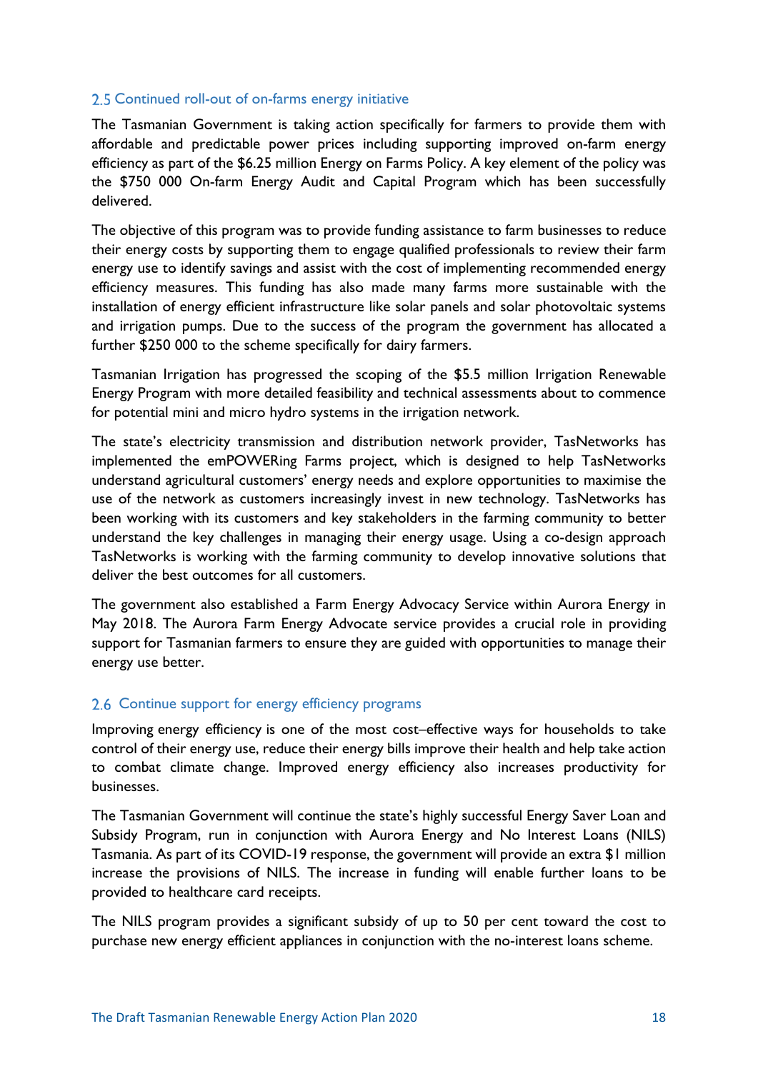### 2.5 Continued roll-out of on-farms energy initiative

The Tasmanian Government is taking action specifically for farmers to provide them with affordable and predictable power prices including supporting improved on-farm energy efficiency as part of the $6.25 million Energy on Farms Policy. A key element of the policy was the $750 000 On-farm Energy Audit and Capital Program which has been successfully delivered.

The objective of this program was to provide funding assistance to farm businesses to reduce their energy costs by supporting them to engage qualified professionals to review their farm energy use to identify savings and assist with the cost of implementing recommended energy efficiency measures. This funding has also made many farms more sustainable with the installation of energy efficient infrastructure like solar panels and solar photovoltaic systems and irrigation pumps. Due to the success of the program the government has allocated a further $250 000 to the scheme specifically for dairy farmers.

Tasmanian Irrigation has progressed the scoping of the $5.5 million Irrigation Renewable Energy Program with more detailed feasibility and technical assessments about to commence for potential mini and micro hydro systems in the irrigation network.

The state's electricity transmission and distribution network provider, TasNetworks has implemented the emPOWERing Farms project, which is designed to help TasNetworks understand agricultural customers' energy needs and explore opportunities to maximise the use of the network as customers increasingly invest in new technology. TasNetworks has been working with its customers and key stakeholders in the farming community to better understand the key challenges in managing their energy usage. Using a co-design approach TasNetworks is working with the farming community to develop innovative solutions that deliver the best outcomes for all customers.

The government also established a Farm Energy Advocacy Service within Aurora Energy in May 2018. The Aurora Farm Energy Advocate service provides a crucial role in providing support for Tasmanian farmers to ensure they are guided with opportunities to manage their energy use better.

### 2.6 Continue support for energy efficiency programs

Improving energy efficiency is one of the most cost–effective ways for households to take control of their energy use, reduce their energy bills improve their health and help take action to combat climate change. Improved energy efficiency also increases productivity for businesses.

The Tasmanian Government will continue the state's highly successful Energy Saver Loan and Subsidy Program, run in conjunction with Aurora Energy and No Interest Loans (NILS) Tasmania. As part of its COVID-19 response, the government will provide an extra $1 million increase the provisions of NILS. The increase in funding will enable further loans to be provided to healthcare card receipts.

The NILS program provides a significant subsidy of up to 50 per cent toward the cost to purchase new energy efficient appliances in conjunction with the no-interest loans scheme.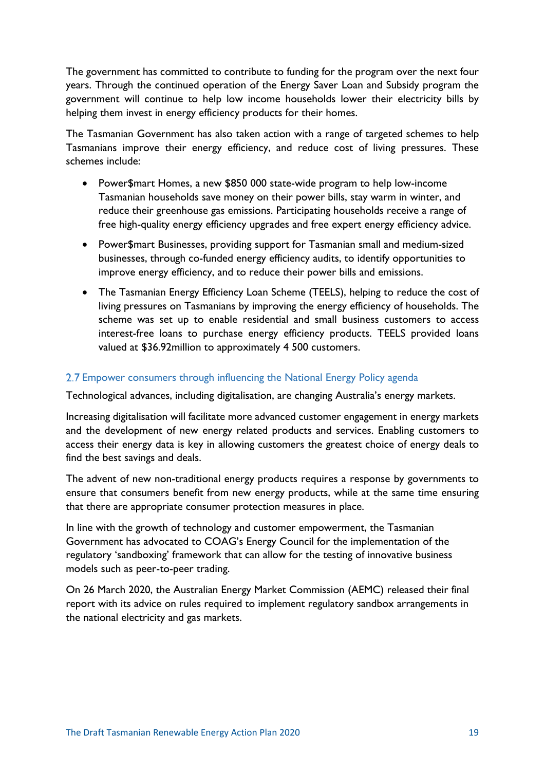The government has committed to contribute to funding for the program over the next four years. Through the continued operation of the Energy Saver Loan and Subsidy program the government will continue to help low income households lower their electricity bills by helping them invest in energy efficiency products for their homes.

The Tasmanian Government has also taken action with a range of targeted schemes to help Tasmanians improve their energy efficiency, and reduce cost of living pressures. These schemes include:

- Power$mart Homes, a new $850 000 state-wide program to help low-income Tasmanian households save money on their power bills, stay warm in winter, and reduce their greenhouse gas emissions. Participating households receive a range of free high-quality energy efficiency upgrades and free expert energy efficiency advice.
- Power$mart Businesses, providing support for Tasmanian small and medium-sized businesses, through co-funded energy efficiency audits, to identify opportunities to improve energy efficiency, and to reduce their power bills and emissions.
- The Tasmanian Energy Efficiency Loan Scheme (TEELS), helping to reduce the cost of living pressures on Tasmanians by improving the energy efficiency of households. The scheme was set up to enable residential and small business customers to access interest-free loans to purchase energy efficiency products. TEELS provided loans valued at $36.92million to approximately 4 500 customers.

## 2.7 Empower consumers through influencing the National Energy Policy agenda

Technological advances, including digitalisation, are changing Australia's energy markets.

Increasing digitalisation will facilitate more advanced customer engagement in energy markets and the development of new energy related products and services. Enabling customers to access their energy data is key in allowing customers the greatest choice of energy deals to find the best savings and deals.

The advent of new non-traditional energy products requires a response by governments to ensure that consumers benefit from new energy products, while at the same time ensuring that there are appropriate consumer protection measures in place.

In line with the growth of technology and customer empowerment, the Tasmanian Government has advocated to COAG's Energy Council for the implementation of the regulatory 'sandboxing' framework that can allow for the testing of innovative business models such as peer-to-peer trading.

On 26 March 2020, the Australian Energy Market Commission (AEMC) released their final report with its advice on rules required to implement regulatory sandbox arrangements in the national electricity and gas markets.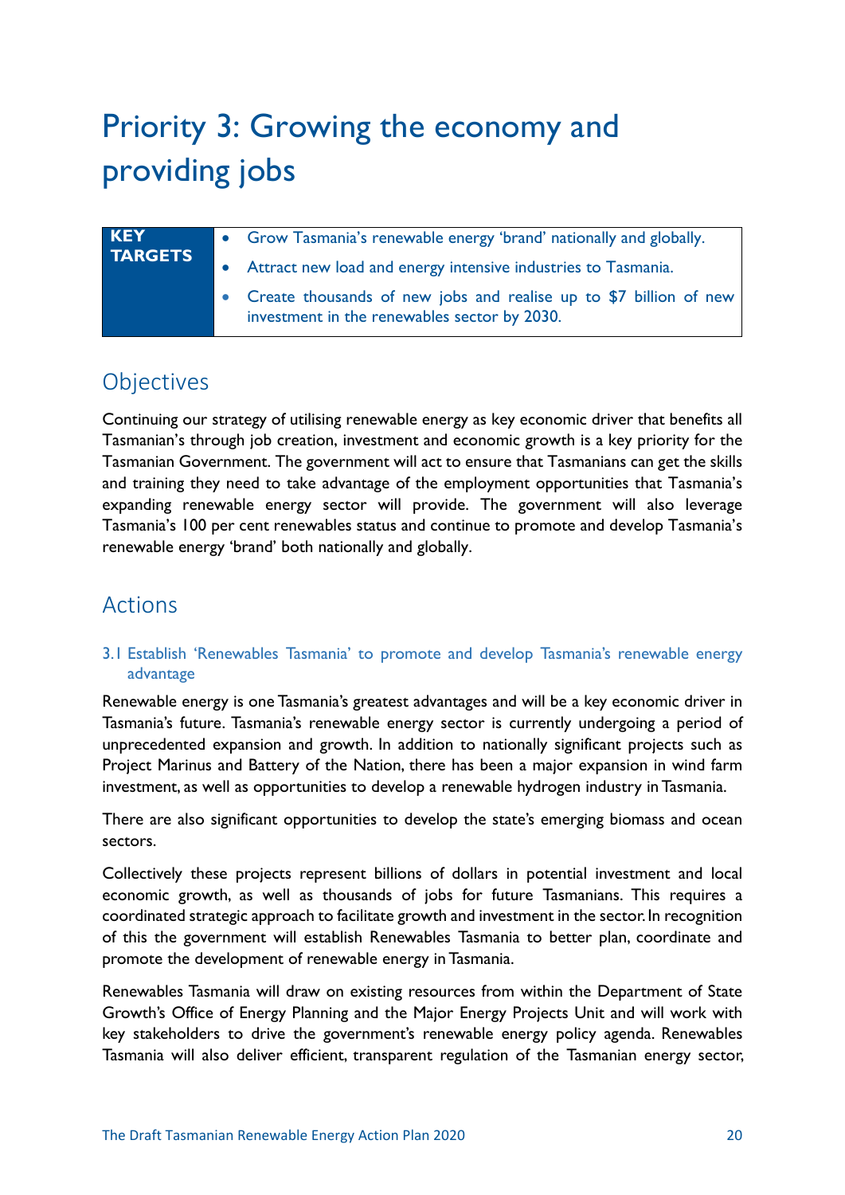# Priority 3: Growing the economy and providing jobs

| KEY TARGETS | |
|---|---|
| | • Grow Tasmania's renewable energy 'brand' nationally and globally.<br>• Attract new load and energy intensive industries to Tasmania.<br>• Create thousands of new jobs and realise up to $7 billion of new investment in the renewables sector by 2030. |

## Objectives

Continuing our strategy of utilising renewable energy as key economic driver that benefits all Tasmanian's through job creation, investment and economic growth is a key priority for the Tasmanian Government. The government will act to ensure that Tasmanians can get the skills and training they need to take advantage of the employment opportunities that Tasmania's expanding renewable energy sector will provide. The government will also leverage Tasmania's 100 per cent renewables status and continue to promote and develop Tasmania's renewable energy 'brand' both nationally and globally.

## Actions

### 3.1 Establish 'Renewables Tasmania' to promote and develop Tasmania's renewable energy advantage

Renewable energy is one Tasmania's greatest advantages and will be a key economic driver in Tasmania's future. Tasmania's renewable energy sector is currently undergoing a period of unprecedented expansion and growth. In addition to nationally significant projects such as Project Marinus and Battery of the Nation, there has been a major expansion in wind farm investment, as well as opportunities to develop a renewable hydrogen industry in Tasmania.

There are also significant opportunities to develop the state's emerging biomass and ocean sectors.

Collectively these projects represent billions of dollars in potential investment and local economic growth, as well as thousands of jobs for future Tasmanians. This requires a coordinated strategic approach to facilitate growth and investment in the sector. In recognition of this the government will establish Renewables Tasmania to better plan, coordinate and promote the development of renewable energy in Tasmania.

Renewables Tasmania will draw on existing resources from within the Department of State Growth's Office of Energy Planning and the Major Energy Projects Unit and will work with key stakeholders to drive the government's renewable energy policy agenda. Renewables Tasmania will also deliver efficient, transparent regulation of the Tasmanian energy sector,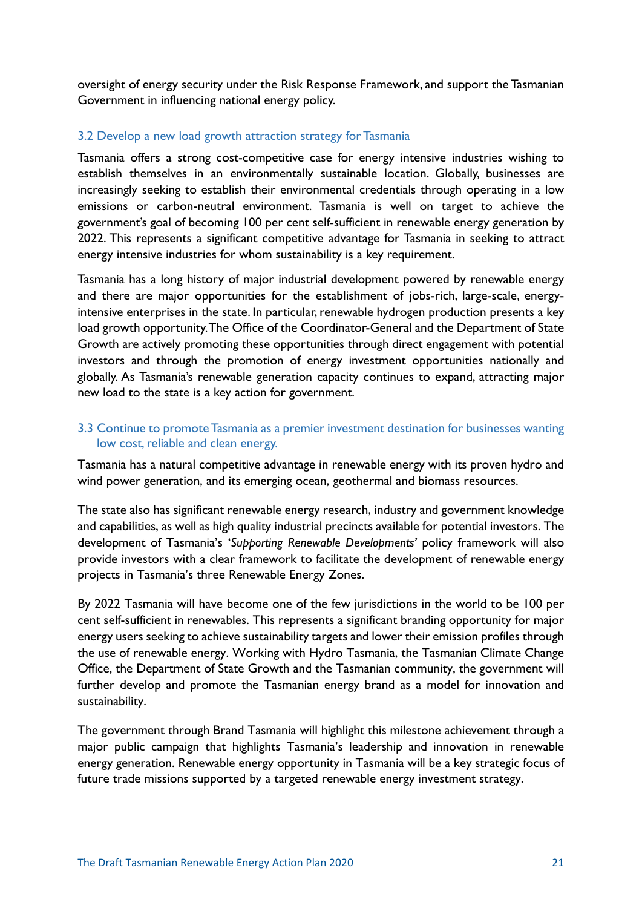oversight of energy security under the Risk Response Framework, and support the Tasmanian Government in influencing national energy policy.

### 3.2 Develop a new load growth attraction strategy for Tasmania

Tasmania offers a strong cost-competitive case for energy intensive industries wishing to establish themselves in an environmentally sustainable location. Globally, businesses are increasingly seeking to establish their environmental credentials through operating in a low emissions or carbon-neutral environment. Tasmania is well on target to achieve the government's goal of becoming 100 per cent self-sufficient in renewable energy generation by 2022. This represents a significant competitive advantage for Tasmania in seeking to attract energy intensive industries for whom sustainability is a key requirement.

Tasmania has a long history of major industrial development powered by renewable energy and there are major opportunities for the establishment of jobs-rich, large-scale, energy-intensive enterprises in the state. In particular, renewable hydrogen production presents a key load growth opportunity. The Office of the Coordinator-General and the Department of State Growth are actively promoting these opportunities through direct engagement with potential investors and through the promotion of energy investment opportunities nationally and globally. As Tasmania's renewable generation capacity continues to expand, attracting major new load to the state is a key action for government.

### 3.3 Continue to promote Tasmania as a premier investment destination for businesses wanting low cost, reliable and clean energy.

Tasmania has a natural competitive advantage in renewable energy with its proven hydro and wind power generation, and its emerging ocean, geothermal and biomass resources.

The state also has significant renewable energy research, industry and government knowledge and capabilities, as well as high quality industrial precincts available for potential investors. The development of Tasmania's '*Supporting Renewable Developments*' policy framework will also provide investors with a clear framework to facilitate the development of renewable energy projects in Tasmania's three Renewable Energy Zones.

By 2022 Tasmania will have become one of the few jurisdictions in the world to be 100 per cent self-sufficient in renewables. This represents a significant branding opportunity for major energy users seeking to achieve sustainability targets and lower their emission profiles through the use of renewable energy. Working with Hydro Tasmania, the Tasmanian Climate Change Office, the Department of State Growth and the Tasmanian community, the government will further develop and promote the Tasmanian energy brand as a model for innovation and sustainability.

The government through Brand Tasmania will highlight this milestone achievement through a major public campaign that highlights Tasmania's leadership and innovation in renewable energy generation. Renewable energy opportunity in Tasmania will be a key strategic focus of future trade missions supported by a targeted renewable energy investment strategy.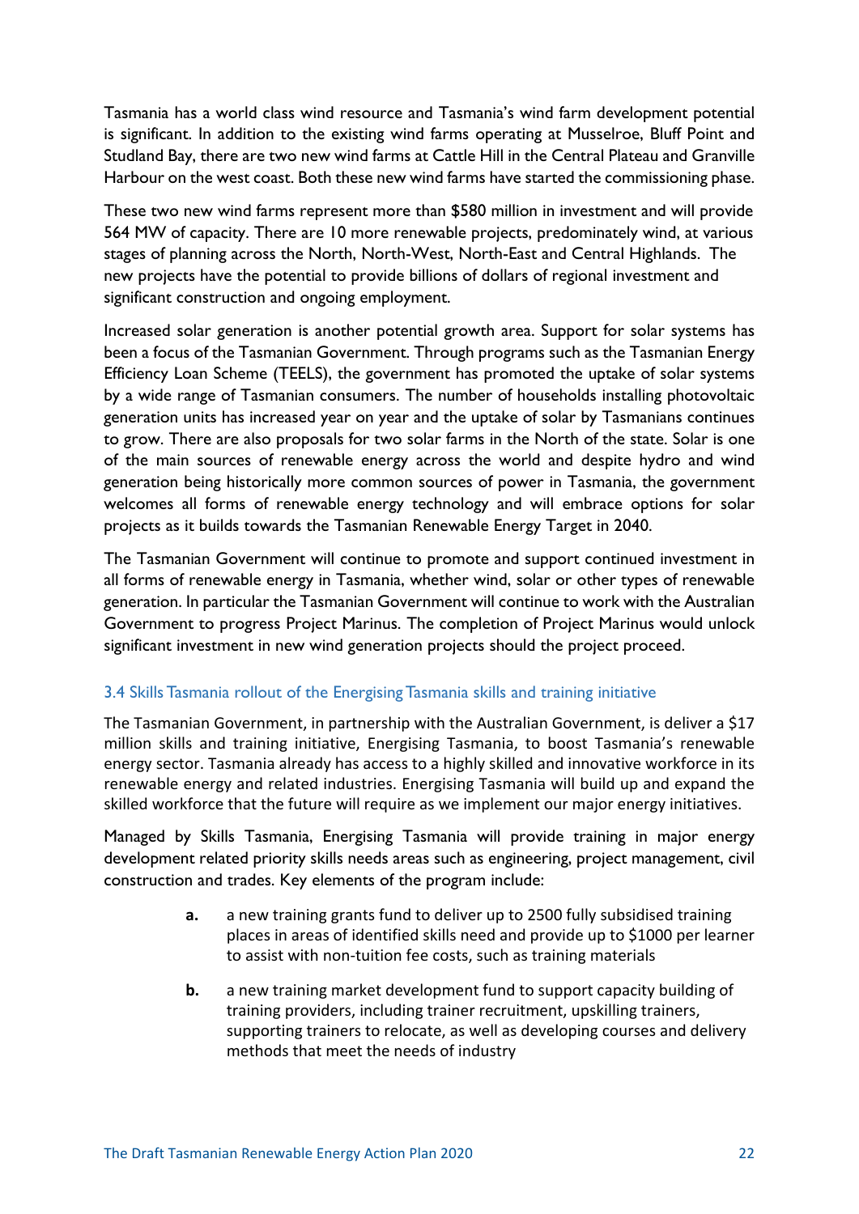Tasmania has a world class wind resource and Tasmania's wind farm development potential is significant. In addition to the existing wind farms operating at Musselroe, Bluff Point and Studland Bay, there are two new wind farms at Cattle Hill in the Central Plateau and Granville Harbour on the west coast. Both these new wind farms have started the commissioning phase.

These two new wind farms represent more than $580 million in investment and will provide 564 MW of capacity. There are 10 more renewable projects, predominately wind, at various stages of planning across the North, North-West, North-East and Central Highlands. The new projects have the potential to provide billions of dollars of regional investment and significant construction and ongoing employment.

Increased solar generation is another potential growth area. Support for solar systems has been a focus of the Tasmanian Government. Through programs such as the Tasmanian Energy Efficiency Loan Scheme (TEELS), the government has promoted the uptake of solar systems by a wide range of Tasmanian consumers. The number of households installing photovoltaic generation units has increased year on year and the uptake of solar by Tasmanians continues to grow. There are also proposals for two solar farms in the North of the state. Solar is one of the main sources of renewable energy across the world and despite hydro and wind generation being historically more common sources of power in Tasmania, the government welcomes all forms of renewable energy technology and will embrace options for solar projects as it builds towards the Tasmanian Renewable Energy Target in 2040.

The Tasmanian Government will continue to promote and support continued investment in all forms of renewable energy in Tasmania, whether wind, solar or other types of renewable generation. In particular the Tasmanian Government will continue to work with the Australian Government to progress Project Marinus. The completion of Project Marinus would unlock significant investment in new wind generation projects should the project proceed.

### 3.4 Skills Tasmania rollout of the Energising Tasmania skills and training initiative

The Tasmanian Government, in partnership with the Australian Government, is deliver a $17 million skills and training initiative, Energising Tasmania, to boost Tasmania's renewable energy sector. Tasmania already has access to a highly skilled and innovative workforce in its renewable energy and related industries. Energising Tasmania will build up and expand the skilled workforce that the future will require as we implement our major energy initiatives.

Managed by Skills Tasmania, Energising Tasmania will provide training in major energy development related priority skills needs areas such as engineering, project management, civil construction and trades. Key elements of the program include:

- **a.** a new training grants fund to deliver up to 2500 fully subsidised training places in areas of identified skills need and provide up to $1000 per learner to assist with non-tuition fee costs, such as training materials
- **b.** a new training market development fund to support capacity building of training providers, including trainer recruitment, upskilling trainers, supporting trainers to relocate, as well as developing courses and delivery methods that meet the needs of industry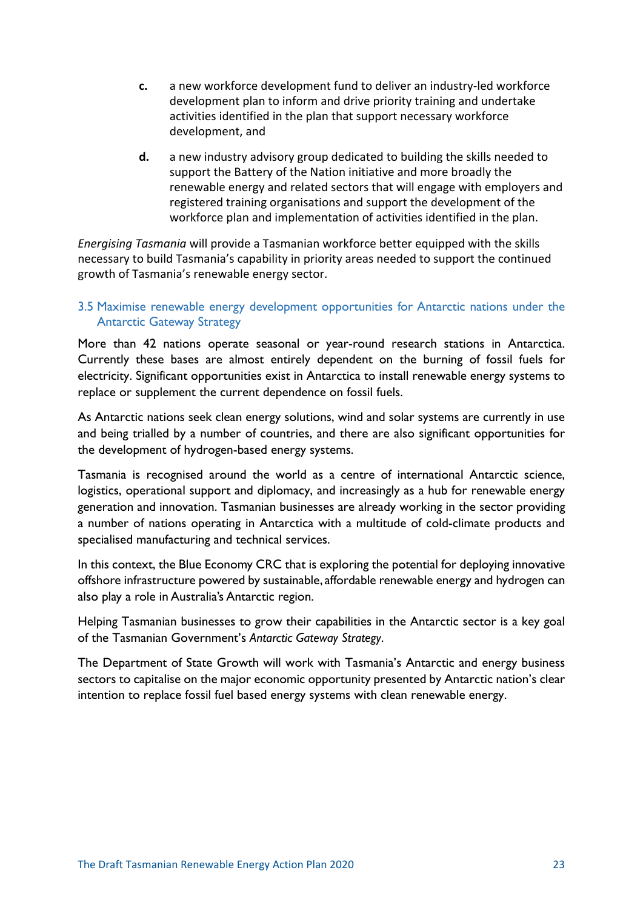c. a new workforce development fund to deliver an industry-led workforce development plan to inform and drive priority training and undertake activities identified in the plan that support necessary workforce development, and

d. a new industry advisory group dedicated to building the skills needed to support the Battery of the Nation initiative and more broadly the renewable energy and related sectors that will engage with employers and registered training organisations and support the development of the workforce plan and implementation of activities identified in the plan.

*Energising Tasmania* will provide a Tasmanian workforce better equipped with the skills necessary to build Tasmania's capability in priority areas needed to support the continued growth of Tasmania's renewable energy sector.

### 3.5 Maximise renewable energy development opportunities for Antarctic nations under the Antarctic Gateway Strategy

More than 42 nations operate seasonal or year-round research stations in Antarctica. Currently these bases are almost entirely dependent on the burning of fossil fuels for electricity. Significant opportunities exist in Antarctica to install renewable energy systems to replace or supplement the current dependence on fossil fuels.

As Antarctic nations seek clean energy solutions, wind and solar systems are currently in use and being trialled by a number of countries, and there are also significant opportunities for the development of hydrogen-based energy systems.

Tasmania is recognised around the world as a centre of international Antarctic science, logistics, operational support and diplomacy, and increasingly as a hub for renewable energy generation and innovation. Tasmanian businesses are already working in the sector providing a number of nations operating in Antarctica with a multitude of cold-climate products and specialised manufacturing and technical services.

In this context, the Blue Economy CRC that is exploring the potential for deploying innovative offshore infrastructure powered by sustainable, affordable renewable energy and hydrogen can also play a role in Australia's Antarctic region.

Helping Tasmanian businesses to grow their capabilities in the Antarctic sector is a key goal of the Tasmanian Government's *Antarctic Gateway Strategy*.

The Department of State Growth will work with Tasmania's Antarctic and energy business sectors to capitalise on the major economic opportunity presented by Antarctic nation's clear intention to replace fossil fuel based energy systems with clean renewable energy.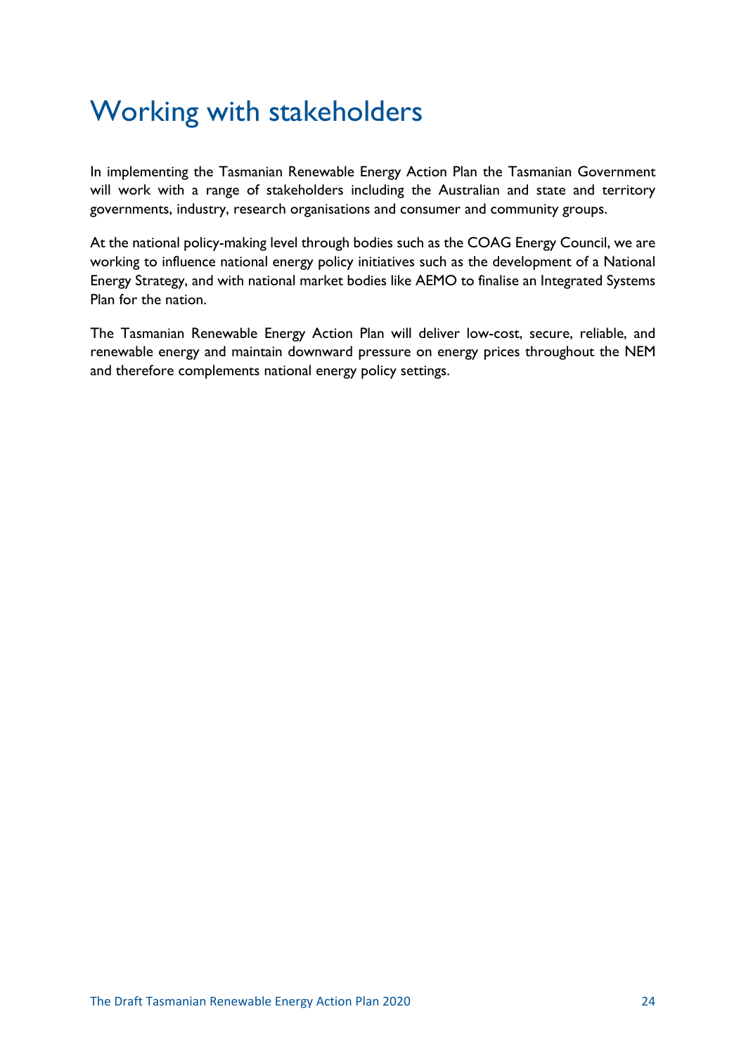# Working with stakeholders

In implementing the Tasmanian Renewable Energy Action Plan the Tasmanian Government will work with a range of stakeholders including the Australian and state and territory governments, industry, research organisations and consumer and community groups.

At the national policy-making level through bodies such as the COAG Energy Council, we are working to influence national energy policy initiatives such as the development of a National Energy Strategy, and with national market bodies like AEMO to finalise an Integrated Systems Plan for the nation.

The Tasmanian Renewable Energy Action Plan will deliver low-cost, secure, reliable, and renewable energy and maintain downward pressure on energy prices throughout the NEM and therefore complements national energy policy settings.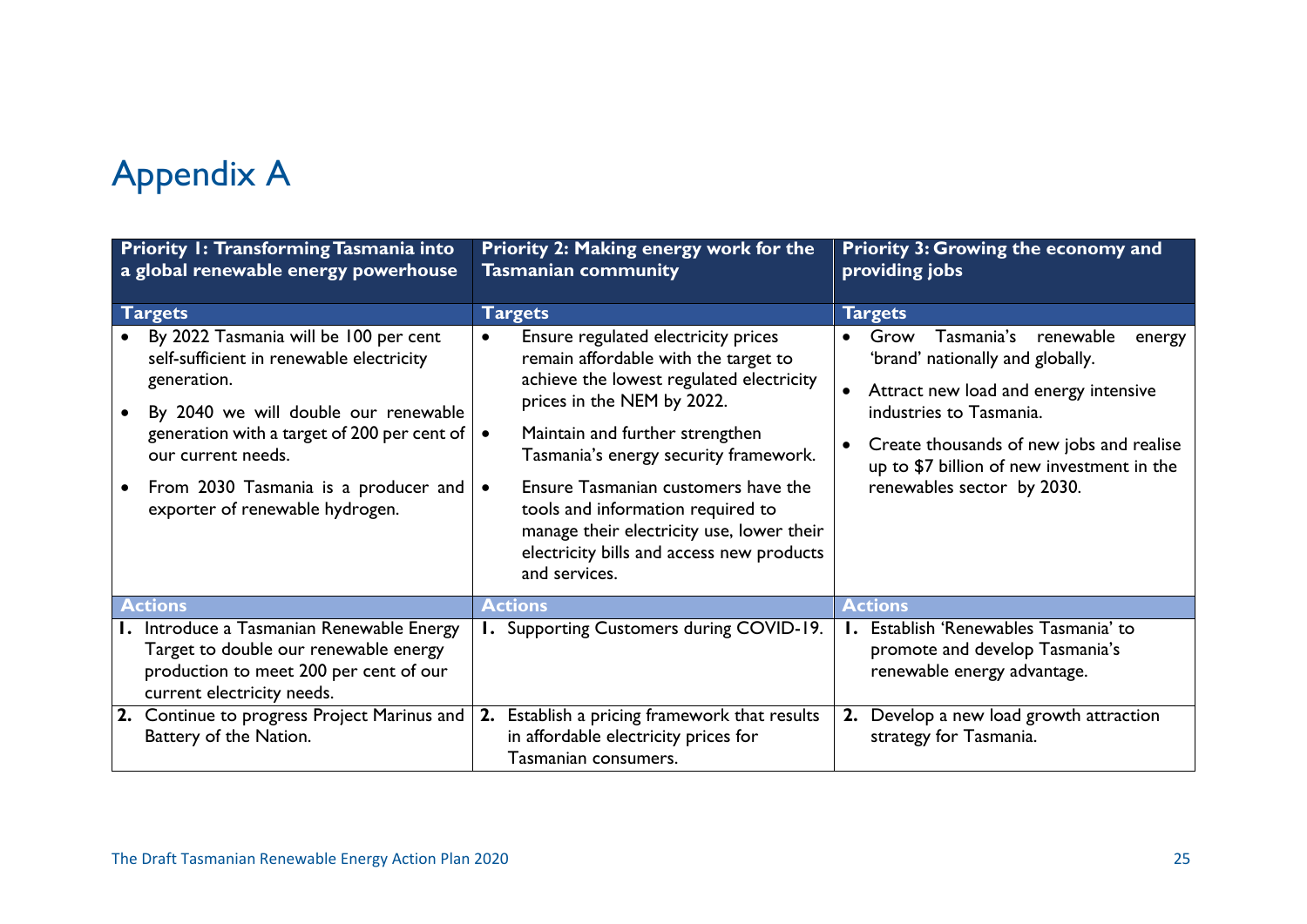# Appendix A

| Priority 1: Transforming Tasmania into a global renewable energy powerhouse | Priority 2: Making energy work for the Tasmanian community | Priority 3: Growing the economy and providing jobs |
|---|---|---|
| **Targets** | **Targets** | **Targets** |
| • By 2022 Tasmania will be 100 per cent self-sufficient in renewable electricity generation.<br>• By 2040 we will double our renewable generation with a target of 200 per cent of our current needs.<br>• From 2030 Tasmania is a producer and exporter of renewable hydrogen. | • Ensure regulated electricity prices remain affordable with the target to achieve the lowest regulated electricity prices in the NEM by 2022.<br>• Maintain and further strengthen Tasmania's energy security framework.<br>• Ensure Tasmanian customers have the tools and information required to manage their electricity use, lower their electricity bills and access new products and services. | • Grow Tasmania's renewable energy 'brand' nationally and globally.<br>• Attract new load and energy intensive industries to Tasmania.<br>• Create thousands of new jobs and realise up to $7 billion of new investment in the renewables sector by 2030. |
| **Actions** | **Actions** | **Actions** |
| **1.** Introduce a Tasmanian Renewable Energy Target to double our renewable energy production to meet 200 per cent of our current electricity needs. | **1.** Supporting Customers during COVID-19. | **1.** Establish 'Renewables Tasmania' to promote and develop Tasmania's renewable energy advantage. |
| **2.** Continue to progress Project Marinus and Battery of the Nation. | **2.** Establish a pricing framework that results in affordable electricity prices for Tasmanian consumers. | **2.** Develop a new load growth attraction strategy for Tasmania. |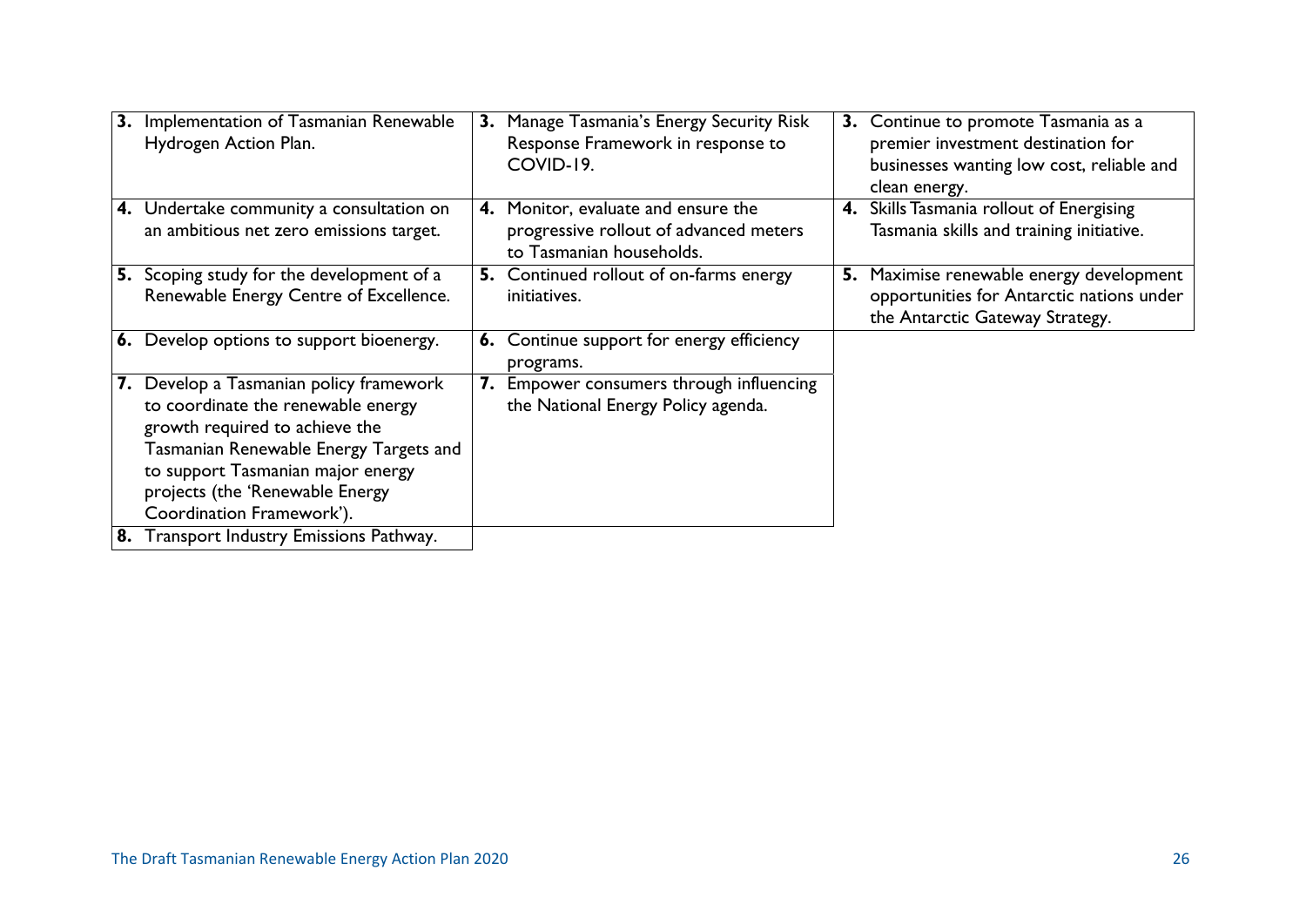| | | |
|---|---|---|
| **3.** Implementation of Tasmanian Renewable Hydrogen Action Plan. | **3.** Manage Tasmania's Energy Security Risk Response Framework in response to COVID-19. | **3.** Continue to promote Tasmania as a premier investment destination for businesses wanting low cost, reliable and clean energy. |
| **4.** Undertake community a consultation on an ambitious net zero emissions target. | **4.** Monitor, evaluate and ensure the progressive rollout of advanced meters to Tasmanian households. | **4.** Skills Tasmania rollout of Energising Tasmania skills and training initiative. |
| **5.** Scoping study for the development of a Renewable Energy Centre of Excellence. | **5.** Continued rollout of on-farms energy initiatives. | **5.** Maximise renewable energy development opportunities for Antarctic nations under the Antarctic Gateway Strategy. |
| **6.** Develop options to support bioenergy. | **6.** Continue support for energy efficiency programs. | |
| **7.** Develop a Tasmanian policy framework to coordinate the renewable energy growth required to achieve the Tasmanian Renewable Energy Targets and to support Tasmanian major energy projects (the 'Renewable Energy Coordination Framework'). | **7.** Empower consumers through influencing the National Energy Policy agenda. | |
| **8.** Transport Industry Emissions Pathway. | | |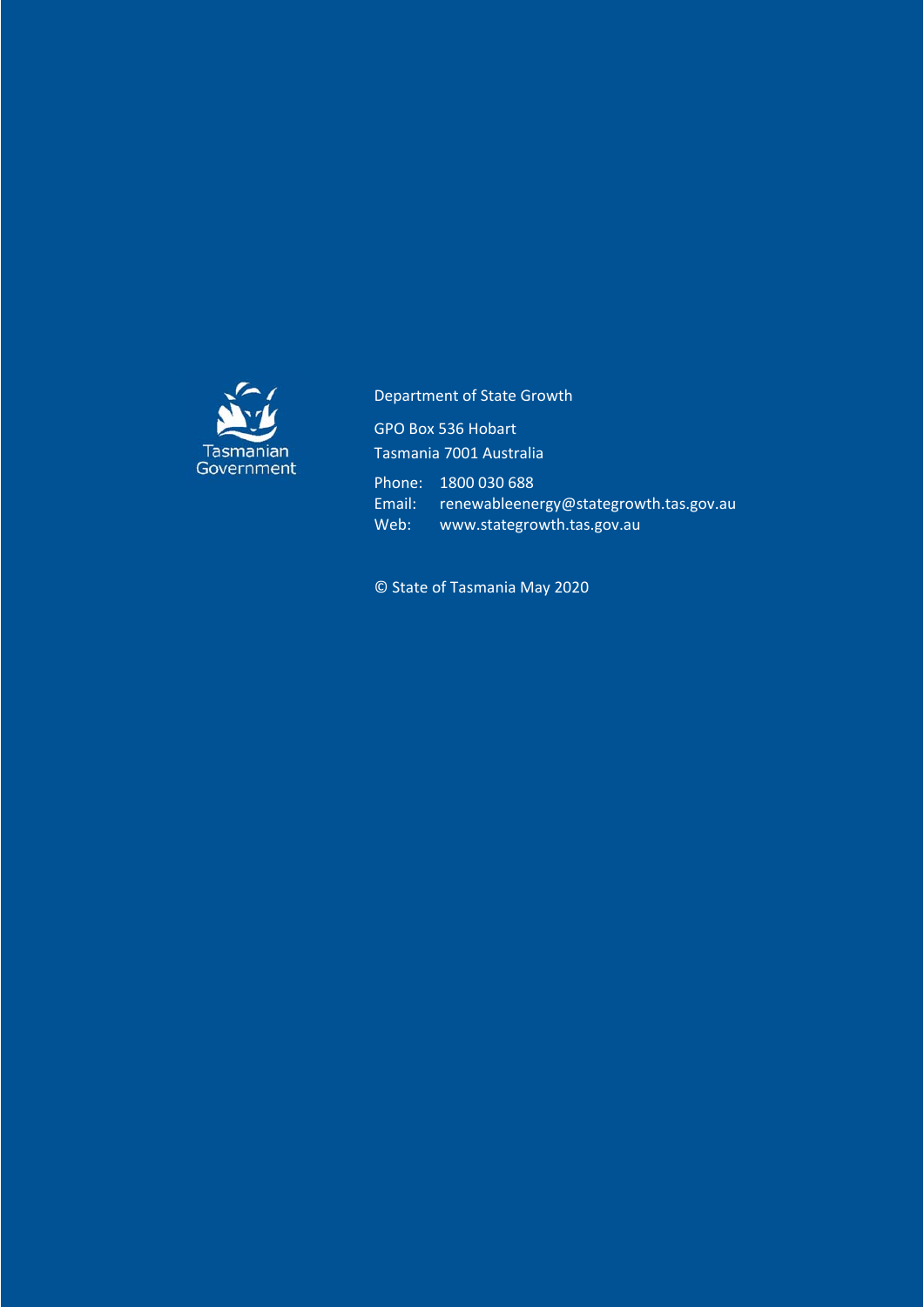Tasmanian Government

Department of State Growth

GPO Box 536 Hobart
Tasmania 7001 Australia

Phone: 1800 030 688
Email: renewableenergy@stategrowth.tas.gov.au
Web: www.stategrowth.tas.gov.au

© State of Tasmania May 2020